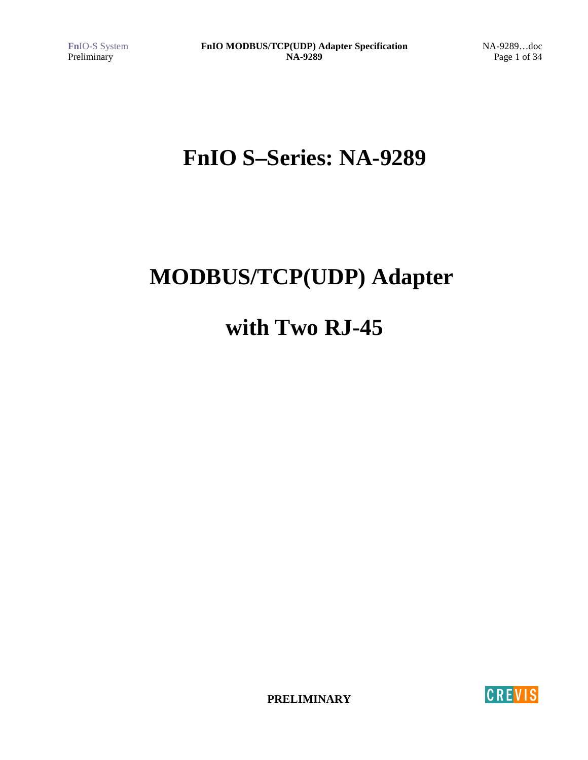# FnIO S–Series: NA-9289

# MODBUS/TCP(UDP) Adapter

# with Two RJ-45

**PRELIMINARY**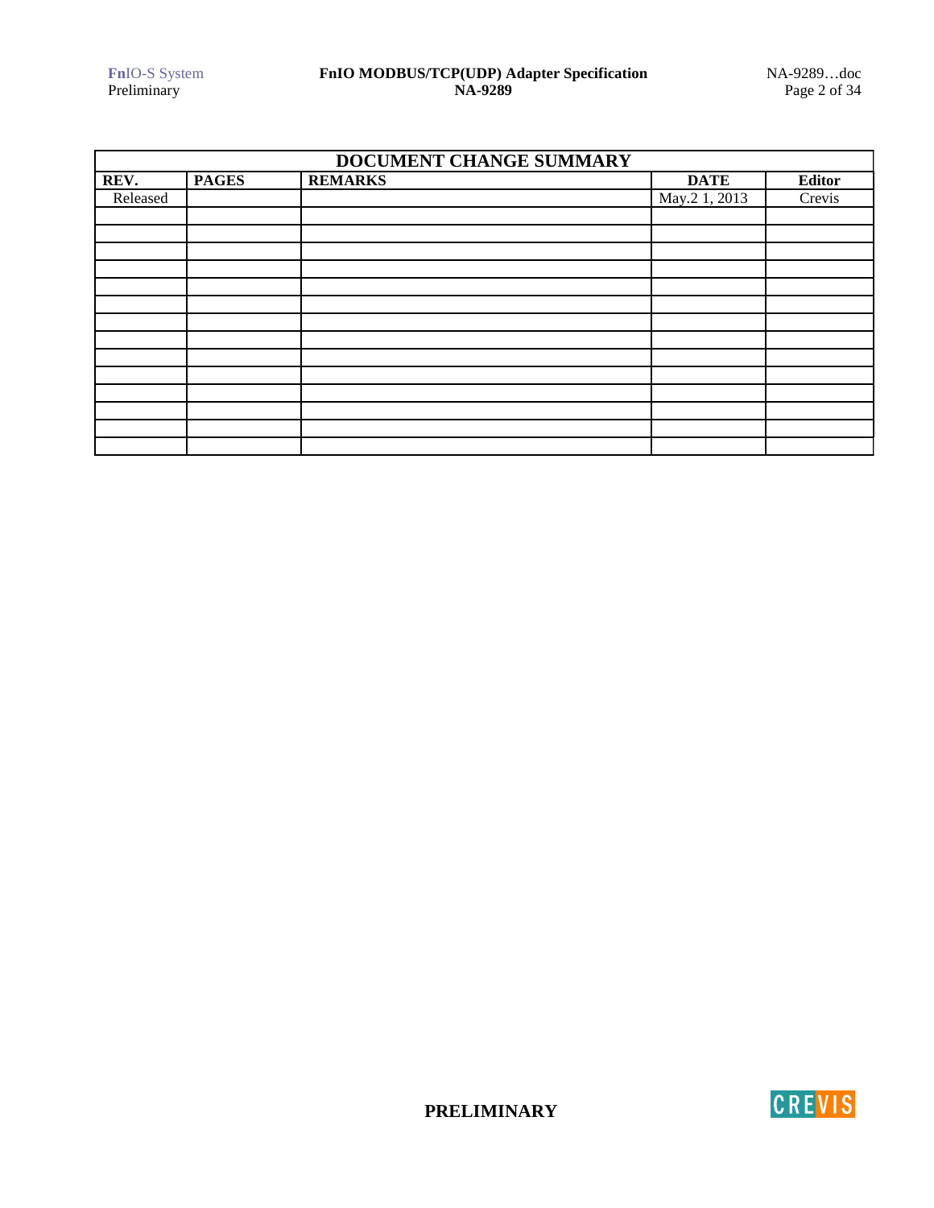| DOCUMENT CHANGE SUMMARY | | | | |
|---|---|---|---|---|
| **REV.** | **PAGES** | **REMARKS** | **DATE** | **Editor** |
| Released | | | May.2 1, 2013 | Crevis |
| | | | | |
| | | | | |
| | | | | |
| | | | | |
| | | | | |
| | | | | |
| | | | | |
| | | | | |
| | | | | |
| | | | | |
| | | | | |
| | | | | |
| | | | | |
| | | | | |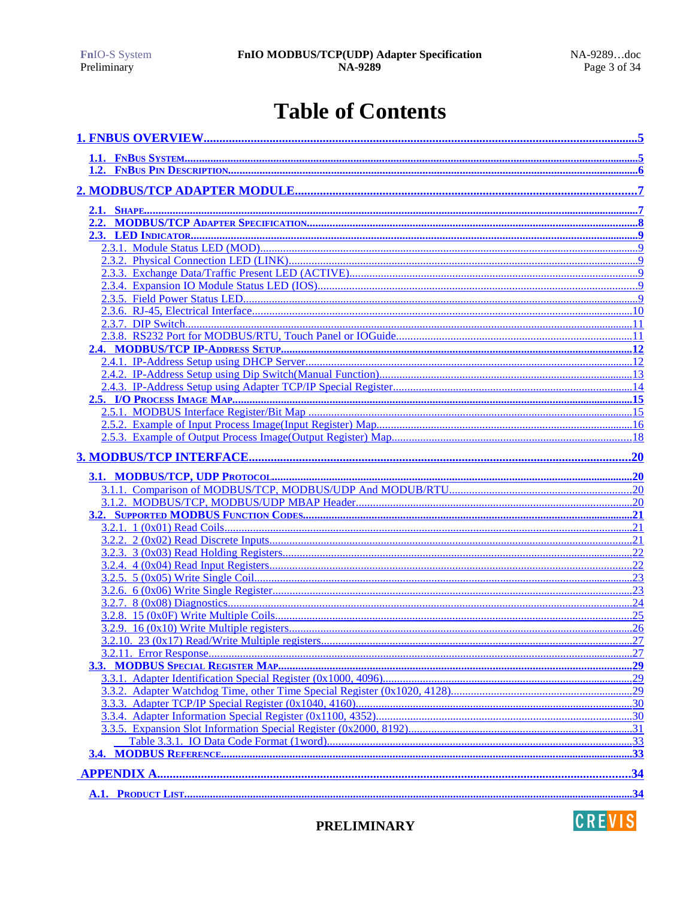# Table of Contents

1. FNBUS OVERVIEW .....5

- 1.1. FNBUS SYSTEM .....5
- 1.2. FNBUS PIN DESCRIPTION .....6

2. MODBUS/TCP ADAPTER MODULE .....7

- 2.1. SHAPE .....7
- 2.2. MODBUS/TCP ADAPTER SPECIFICATION .....8
- 2.3. LED INDICATOR .....9
  - 2.3.1. Module Status LED (MOD) .....9
  - 2.3.2. Physical Connection LED (LINK) .....9
  - 2.3.3. Exchange Data/Traffic Present LED (ACTIVE) .....9
  - 2.3.4. Expansion IO Module Status LED (IOS) .....9
  - 2.3.5. Field Power Status LED .....9
  - 2.3.6. RJ-45, Electrical Interface .....10
  - 2.3.7. DIP Switch .....11
  - 2.3.8. RS232 Port for MODBUS/RTU, Touch Panel or IOGuide .....11
- 2.4. MODBUS/TCP IP-ADDRESS SETUP .....12
  - 2.4.1. IP-Address Setup using DHCP Server .....12
  - 2.4.2. IP-Address Setup using Dip Switch(Manual Function) .....13
  - 2.4.3. IP-Address Setup using Adapter TCP/IP Special Register .....14
- 2.5. I/O PROCESS IMAGE MAP .....15
  - 2.5.1. MODBUS Interface Register/Bit Map .....15
  - 2.5.2. Example of Input Process Image(Input Register) Map .....16
  - 2.5.3. Example of Output Process Image(Output Register) Map .....18

3. MODBUS/TCP INTERFACE .....20

- 3.1. MODBUS/TCP, UDP PROTOCOL .....20
  - 3.1.1. Comparison of MODBUS/TCP, MODBUS/UDP And MODUB/RTU .....20
  - 3.1.2. MODBUS/TCP, MODBUS/UDP MBAP Header .....20
- 3.2. SUPPORTED MODBUS FUNCTION CODES .....21
  - 3.2.1. 1 (0x01) Read Coils .....21
  - 3.2.2. 2 (0x02) Read Discrete Inputs .....21
  - 3.2.3. 3 (0x03) Read Holding Registers .....22
  - 3.2.4. 4 (0x04) Read Input Registers .....22
  - 3.2.5. 5 (0x05) Write Single Coil .....23
  - 3.2.6. 6 (0x06) Write Single Register .....23
  - 3.2.7. 8 (0x08) Diagnostics .....24
  - 3.2.8. 15 (0x0F) Write Multiple Coils .....25
  - 3.2.9. 16 (0x10) Write Multiple registers .....26
  - 3.2.10. 23 (0x17) Read/Write Multiple registers .....27
  - 3.2.11. Error Response .....27
- 3.3. MODBUS SPECIAL REGISTER MAP .....29
  - 3.3.1. Adapter Identification Special Register (0x1000, 4096) .....29
  - 3.3.2. Adapter Watchdog Time, other Time Special Register (0x1020, 4128) .....29
  - 3.3.3. Adapter TCP/IP Special Register (0x1040, 4160) .....30
  - 3.3.4. Adapter Information Special Register (0x1100, 4352) .....30
  - 3.3.5. Expansion Slot Information Special Register (0x2000, 8192) .....31
    - Table 3.3.1. IO Data Code Format (1word) .....33
- 3.4. MODBUS REFERENCE .....33

APPENDIX A. .....34

- A.1. PRODUCT LIST .....34

PRELIMINARY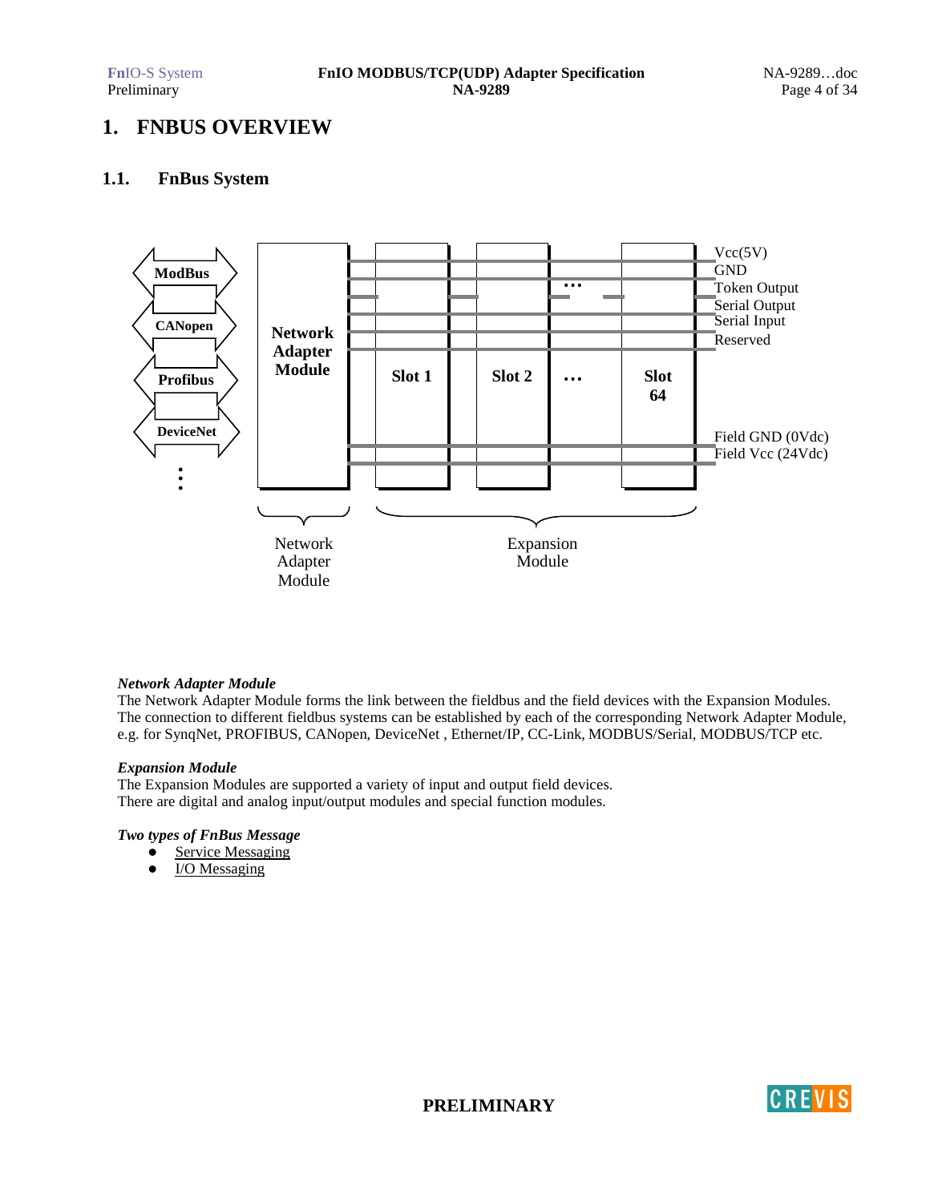# 1. FNBUS OVERVIEW

## 1.1. FnBus System

ModBus

CANopen

Profibus

DeviceNet

Network Adapter Module

Slot 1 | Slot 2 | … | Slot 64

Vcc(5V)
GND
Token Output
Serial Output
Serial Input
Reserved

Field GND (0Vdc)
Field Vcc (24Vdc)

Network Adapter Module

Expansion Module

***Network Adapter Module***

The Network Adapter Module forms the link between the fieldbus and the field devices with the Expansion Modules. The connection to different fieldbus systems can be established by each of the corresponding Network Adapter Module, e.g. for SynqNet, PROFIBUS, CANopen, DeviceNet , Ethernet/IP, CC-Link, MODBUS/Serial, MODBUS/TCP etc.

***Expansion Module***

The Expansion Modules are supported a variety of input and output field devices.
There are digital and analog input/output modules and special function modules.

***Two types of FnBus Message***

- Service Messaging
- I/O Messaging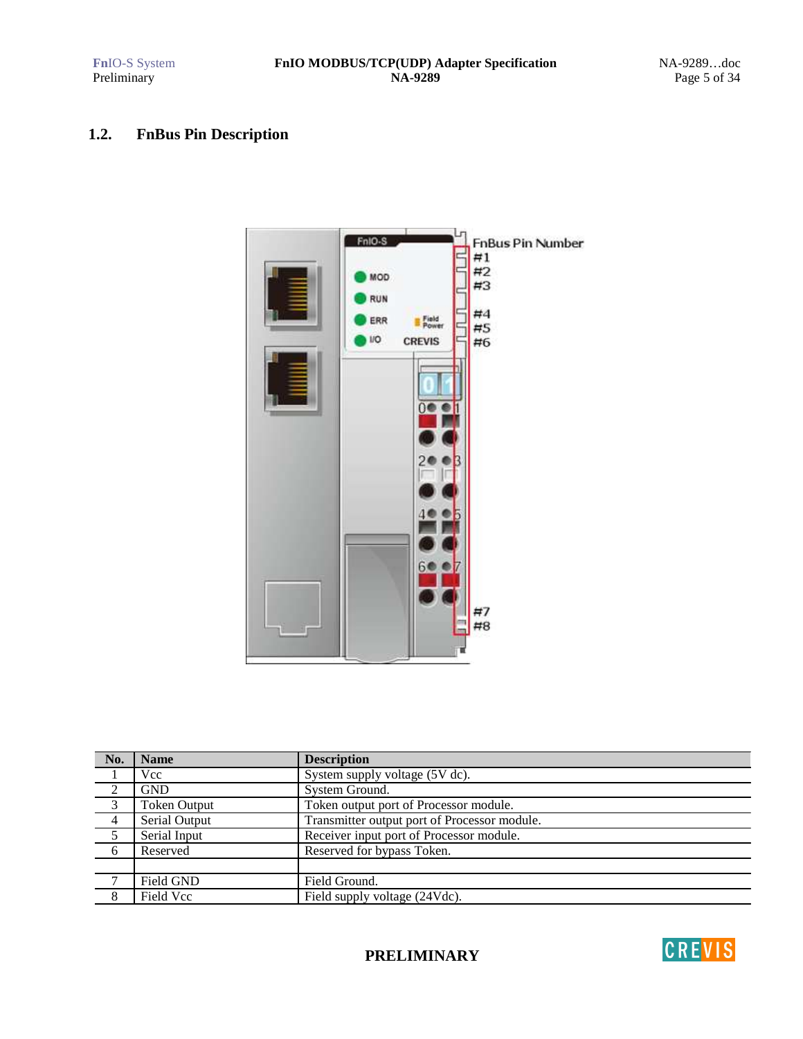## 1.2. FnBus Pin Description

| No. | Name | Description |
|---|---|---|
| 1 | Vcc | System supply voltage (5V dc). |
| 2 | GND | System Ground. |
| 3 | Token Output | Token output port of Processor module. |
| 4 | Serial Output | Transmitter output port of Processor module. |
| 5 | Serial Input | Receiver input port of Processor module. |
| 6 | Reserved | Reserved for bypass Token. |
| | | |
| 7 | Field GND | Field Ground. |
| 8 | Field Vcc | Field supply voltage (24Vdc). |

**PRELIMINARY**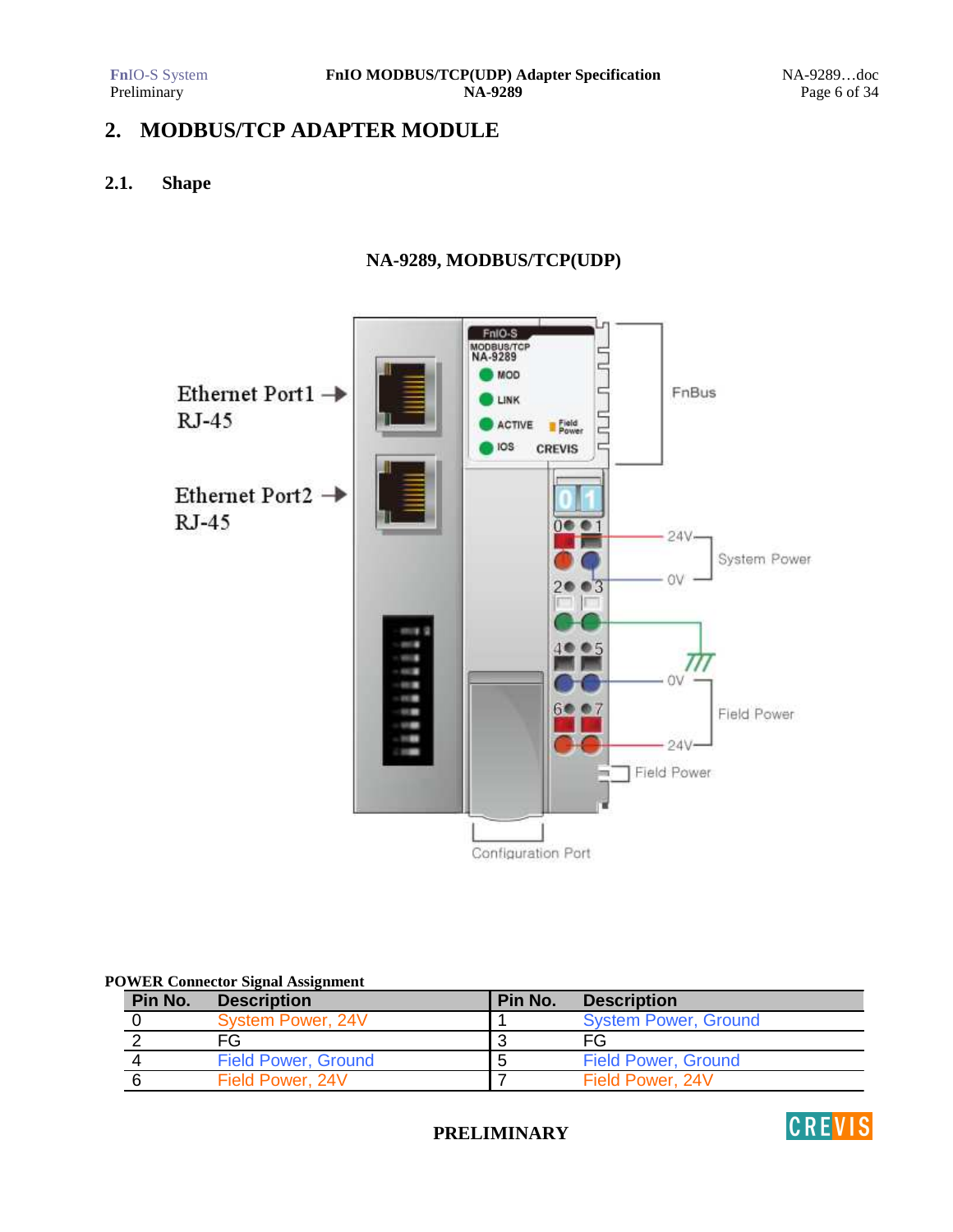# 2. MODBUS/TCP ADAPTER MODULE

## 2.1. Shape

**NA-9289, MODBUS/TCP(UDP)**

**POWER Connector Signal Assignment**

| Pin No. | Description | Pin No. | Description |
|---|---|---|---|
| 0 | System Power, 24V | 1 | System Power, Ground |
| 2 | FG | 3 | FG |
| 4 | Field Power, Ground | 5 | Field Power, Ground |
| 6 | Field Power, 24V | 7 | Field Power, 24V |

**PRELIMINARY**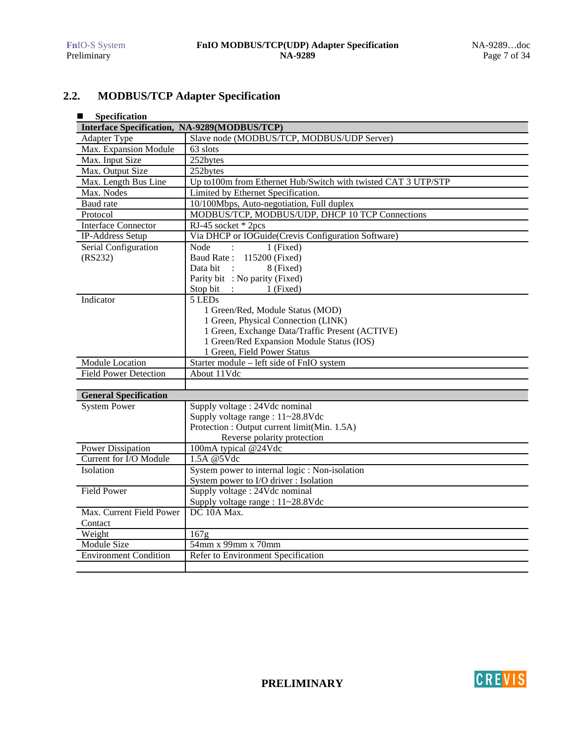## 2.2. MODBUS/TCP Adapter Specification

- **Specification**

| **Interface Specification, NA-9289(MODBUS/TCP)** | |
|---|---|
| Adapter Type | Slave node (MODBUS/TCP, MODBUS/UDP Server) |
| Max. Expansion Module | 63 slots |
| Max. Input Size | 252bytes |
| Max. Output Size | 252bytes |
| Max. Length Bus Line | Up to100m from Ethernet Hub/Switch with twisted CAT 3 UTP/STP |
| Max. Nodes | Limited by Ethernet Specification. |
| Baud rate | 10/100Mbps, Auto-negotiation, Full duplex |
| Protocol | MODBUS/TCP, MODBUS/UDP, DHCP 10 TCP Connections |
| Interface Connector | RJ-45 socket * 2pcs |
| IP-Address Setup | Via DHCP or IOGuide(Crevis Configuration Software) |
| Serial Configuration (RS232) | Node : 1 (Fixed)<br>Baud Rate : 115200 (Fixed)<br>Data bit : 8 (Fixed)<br>Parity bit : No parity (Fixed)<br>Stop bit : 1 (Fixed) |
| Indicator | 5 LEDs<br>1 Green/Red, Module Status (MOD)<br>1 Green, Physical Connection (LINK)<br>1 Green, Exchange Data/Traffic Present (ACTIVE)<br>1 Green/Red Expansion Module Status (IOS)<br>1 Green, Field Power Status |
| Module Location | Starter module – left side of FnIO system |
| Field Power Detection | About 11Vdc |
| | |
| **General Specification** | |
| System Power | Supply voltage : 24Vdc nominal<br>Supply voltage range : 11~28.8Vdc<br>Protection : Output current limit(Min. 1.5A)<br>Reverse polarity protection |
| Power Dissipation | 100mA typical @24Vdc |
| Current for I/O Module | 1.5A @5Vdc |
| Isolation | System power to internal logic : Non-isolation<br>System power to I/O driver : Isolation |
| Field Power | Supply voltage : 24Vdc nominal<br>Supply voltage range : 11~28.8Vdc |
| Max. Current Field Power Contact | DC 10A Max. |
| Weight | 167g |
| Module Size | 54mm x 99mm x 70mm |
| Environment Condition | Refer to Environment Specification |
| | |

**PRELIMINARY**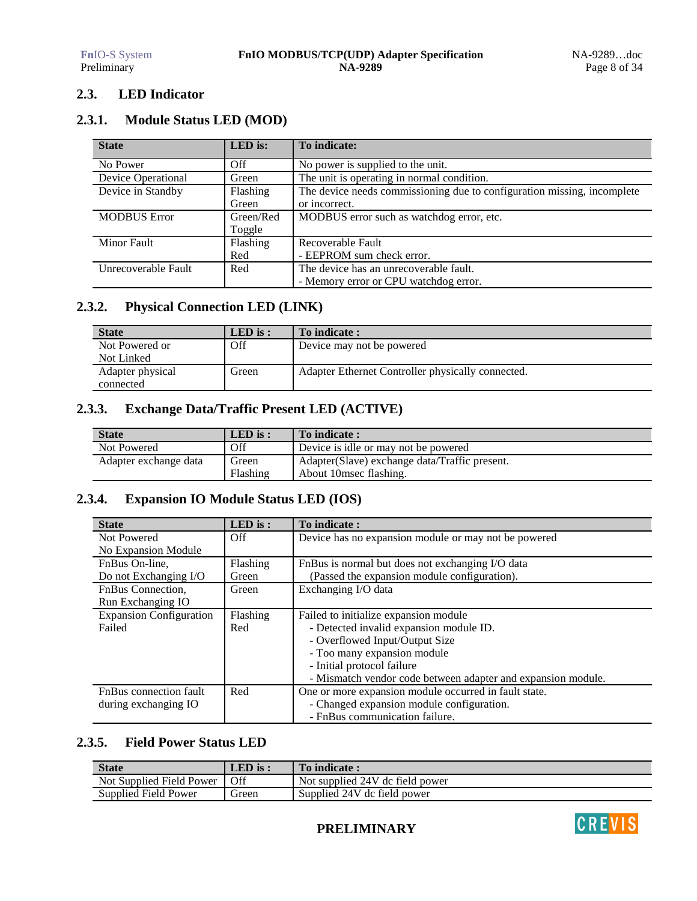## 2.3. LED Indicator

### 2.3.1. Module Status LED (MOD)

| State | LED is: | To indicate: |
|---|---|---|
| No Power | Off | No power is supplied to the unit. |
| Device Operational | Green | The unit is operating in normal condition. |
| Device in Standby | Flashing Green | The device needs commissioning due to configuration missing, incomplete or incorrect. |
| MODBUS Error | Green/Red Toggle | MODBUS error such as watchdog error, etc. |
| Minor Fault | Flashing Red | Recoverable Fault<br>- EEPROM sum check error. |
| Unrecoverable Fault | Red | The device has an unrecoverable fault.<br>- Memory error or CPU watchdog error. |

### 2.3.2. Physical Connection LED (LINK)

| State | LED is : | To indicate : |
|---|---|---|
| Not Powered or Not Linked | Off | Device may not be powered |
| Adapter physical connected | Green | Adapter Ethernet Controller physically connected. |

### 2.3.3. Exchange Data/Traffic Present LED (ACTIVE)

| State | LED is : | To indicate : |
|---|---|---|
| Not Powered | Off | Device is idle or may not be powered |
| Adapter exchange data | Green Flashing | Adapter(Slave) exchange data/Traffic present.<br>About 10msec flashing. |

### 2.3.4. Expansion IO Module Status LED (IOS)

| State | LED is : | To indicate : |
|---|---|---|
| Not Powered<br>No Expansion Module | Off | Device has no expansion module or may not be powered |
| FnBus On-line,<br>Do not Exchanging I/O | Flashing Green | FnBus is normal but does not exchanging I/O data<br>(Passed the expansion module configuration). |
| FnBus Connection,<br>Run Exchanging IO | Green | Exchanging I/O data |
| Expansion Configuration Failed | Flashing Red | Failed to initialize expansion module<br>- Detected invalid expansion module ID.<br>- Overflowed Input/Output Size<br>- Too many expansion module<br>- Initial protocol failure<br>- Mismatch vendor code between adapter and expansion module. |
| FnBus connection fault during exchanging IO | Red | One or more expansion module occurred in fault state.<br>- Changed expansion module configuration.<br>- FnBus communication failure. |

### 2.3.5. Field Power Status LED

| State | LED is : | To indicate : |
|---|---|---|
| Not Supplied Field Power | Off | Not supplied 24V dc field power |
| Supplied Field Power | Green | Supplied 24V dc field power |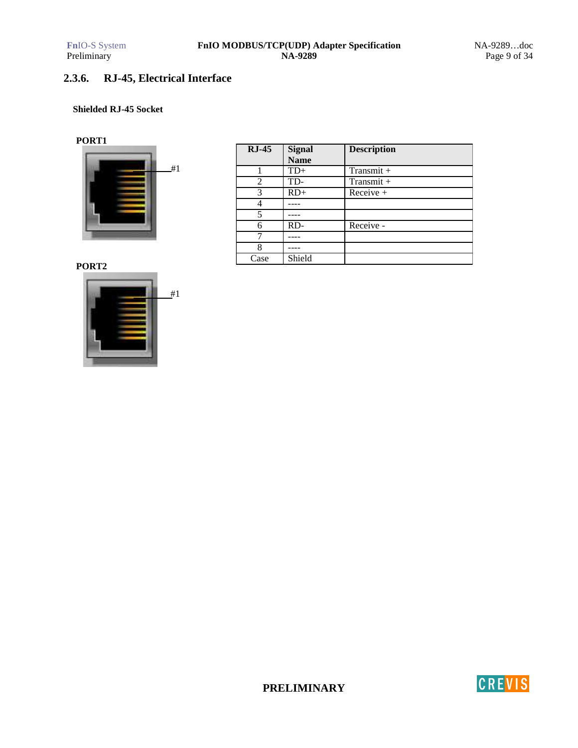### 2.3.6. RJ-45, Electrical Interface

**Shielded RJ-45 Socket**

**PORT1**

#1

**PORT2**

#1

| RJ-45 | Signal Name | Description |
|---|---|---|
| 1 | TD+ | Transmit + |
| 2 | TD- | Transmit + |
| 3 | RD+ | Receive + |
| 4 | ---- | |
| 5 | ---- | |
| 6 | RD- | Receive - |
| 7 | ---- | |
| 8 | ---- | |
| Case | Shield | |

**PRELIMINARY**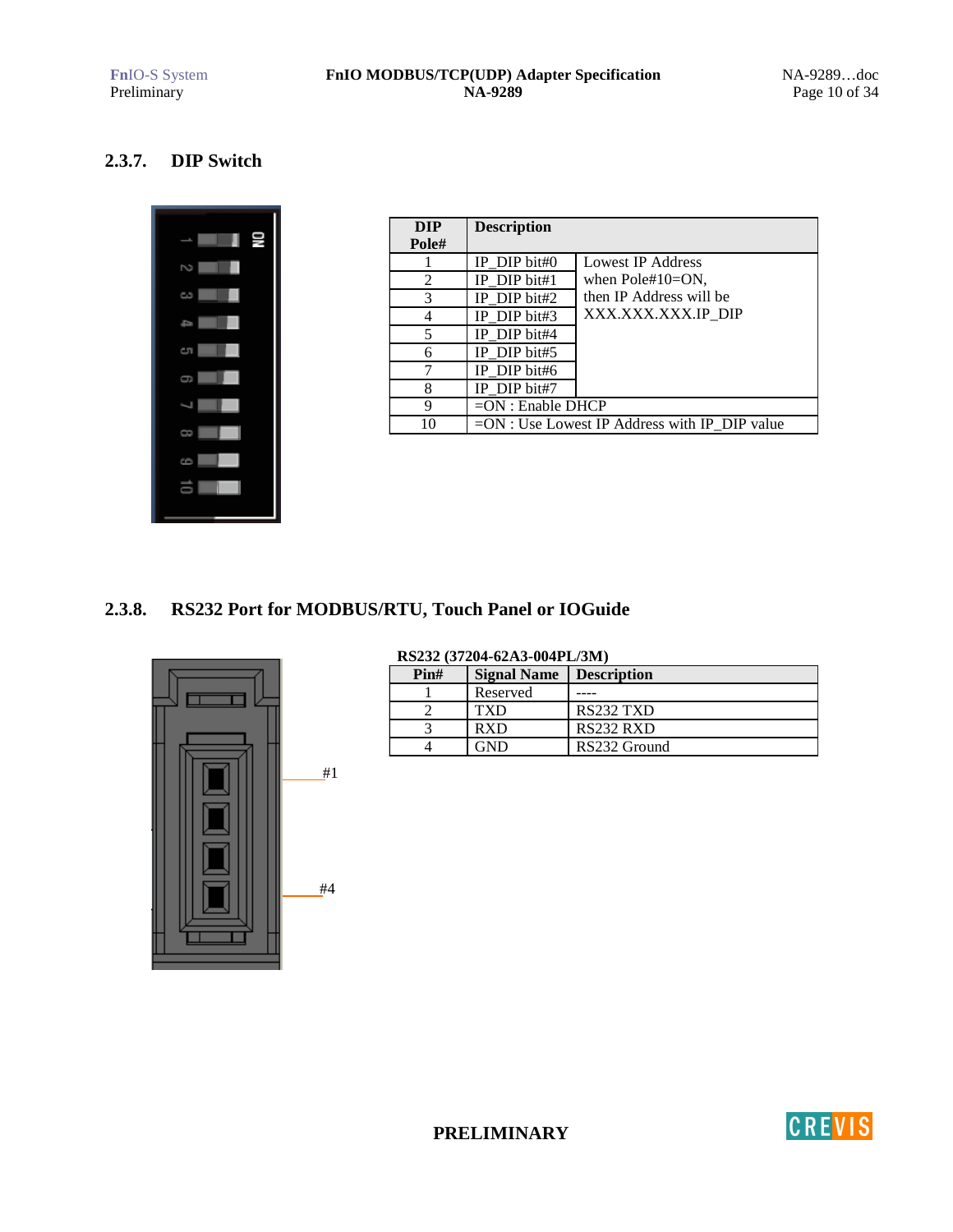### 2.3.7. DIP Switch

| DIP Pole# | Description | |
|---|---|---|
| 1 | IP_DIP bit#0 | Lowest IP Address when Pole#10=ON, then IP Address will be XXX.XXX.XXX.IP_DIP |
| 2 | IP_DIP bit#1 | |
| 3 | IP_DIP bit#2 | |
| 4 | IP_DIP bit#3 | |
| 5 | IP_DIP bit#4 | |
| 6 | IP_DIP bit#5 | |
| 7 | IP_DIP bit#6 | |
| 8 | IP_DIP bit#7 | |
| 9 | =ON : Enable DHCP | |
| 10 | =ON : Use Lowest IP Address with IP_DIP value | |

### 2.3.8. RS232 Port for MODBUS/RTU, Touch Panel or IOGuide

#1

#4

**RS232 (37204-62A3-004PL/3M)**

| Pin# | Signal Name | Description |
|---|---|---|
| 1 | Reserved | ---- |
| 2 | TXD | RS232 TXD |
| 3 | RXD | RS232 RXD |
| 4 | GND | RS232 Ground |

**PRELIMINARY**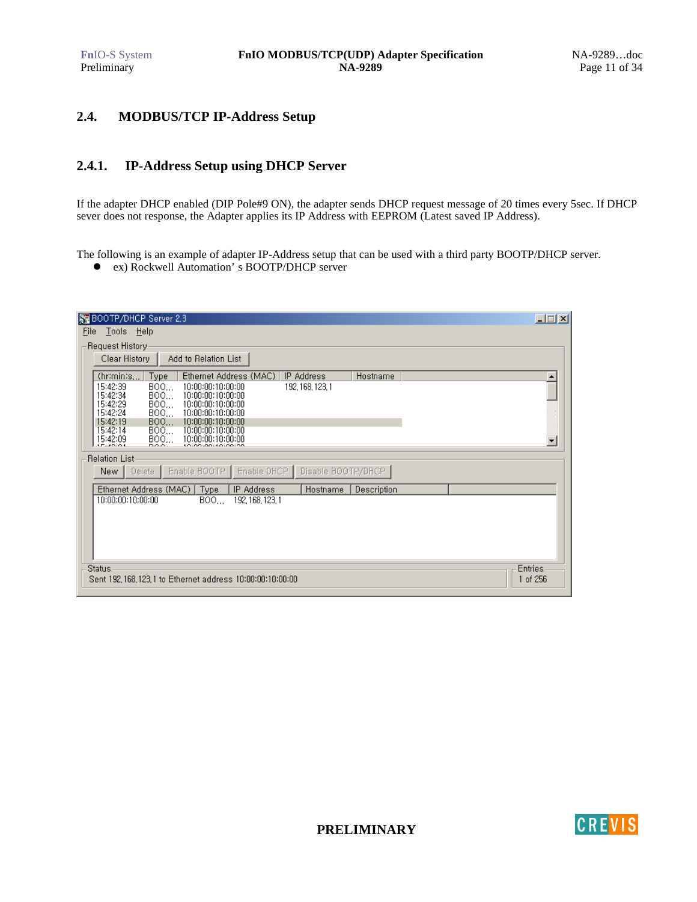## 2.4. MODBUS/TCP IP-Address Setup

### 2.4.1. IP-Address Setup using DHCP Server

If the adapter DHCP enabled (DIP Pole#9 ON), the adapter sends DHCP request message of 20 times every 5sec. If DHCP sever does not response, the Adapter applies its IP Address with EEPROM (Latest saved IP Address).

The following is an example of adapter IP-Address setup that can be used with a third party BOOTP/DHCP server.

- ex) Rockwell Automation' s BOOTP/DHCP server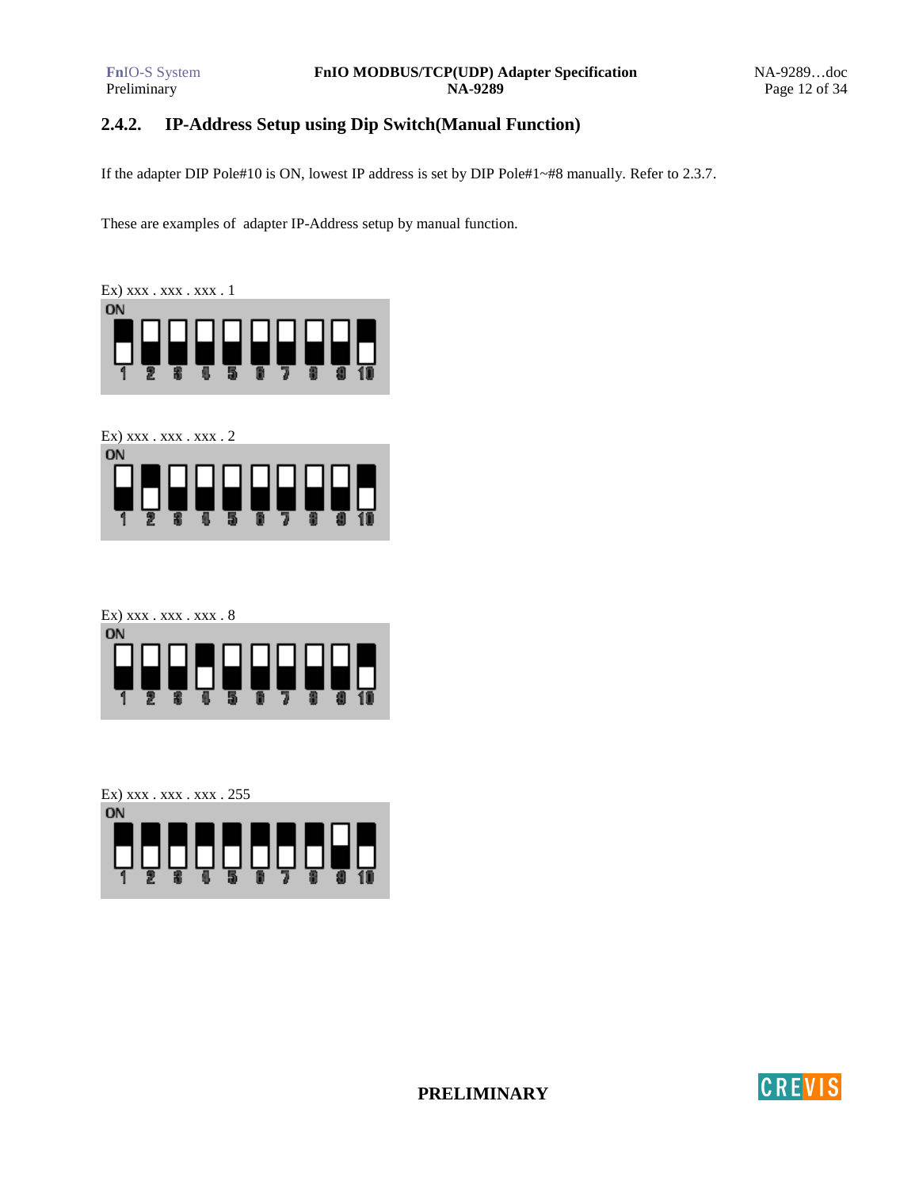### 2.4.2. IP-Address Setup using Dip Switch(Manual Function)

If the adapter DIP Pole#10 is ON, lowest IP address is set by DIP Pole#1~#8 manually. Refer to 2.3.7.

These are examples of adapter IP-Address setup by manual function.

Ex) xxx . xxx . xxx . 1

Ex) xxx . xxx . xxx . 2

Ex) xxx . xxx . xxx . 8

Ex) xxx . xxx . xxx . 255

**PRELIMINARY**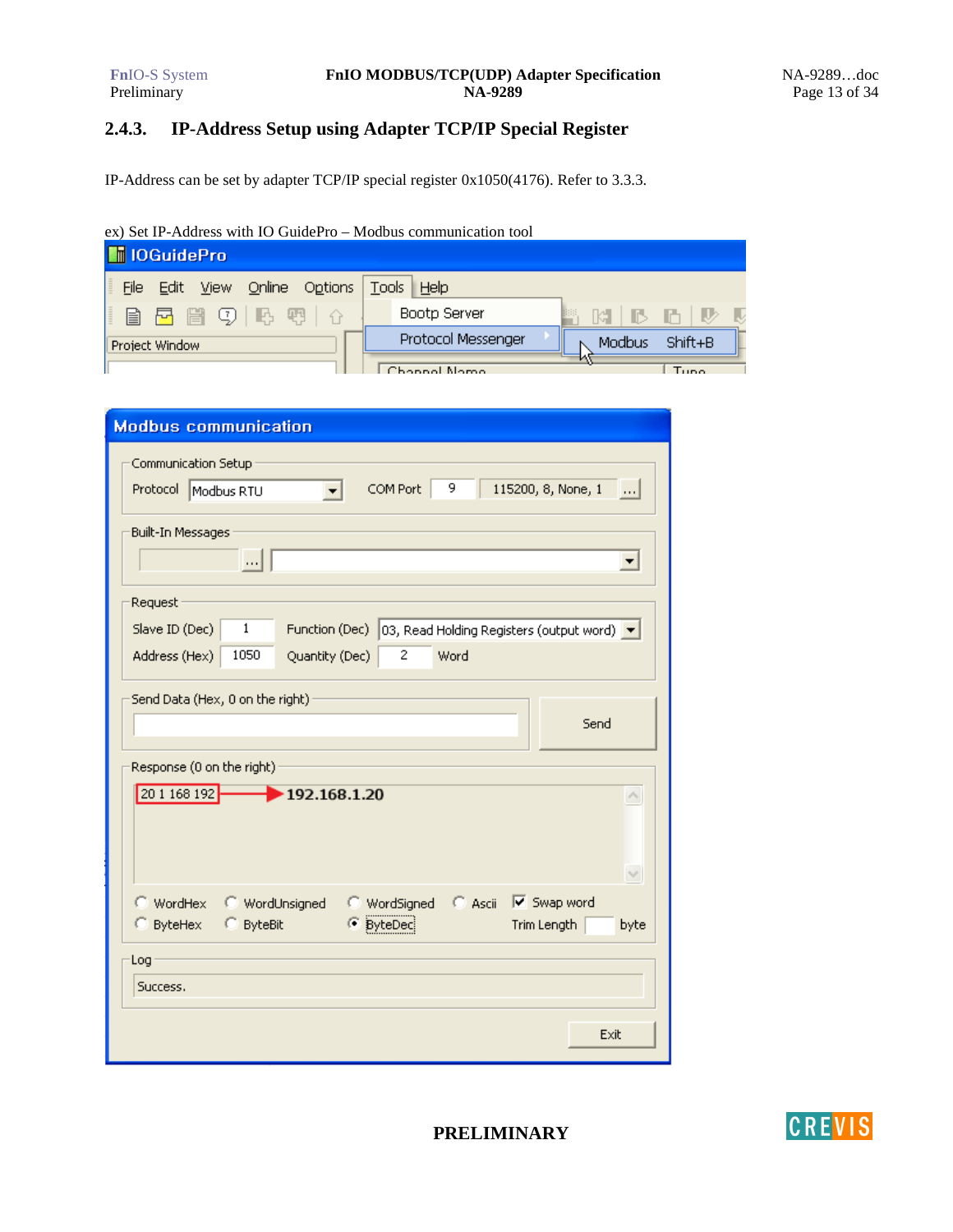### 2.4.3. IP-Address Setup using Adapter TCP/IP Special Register

IP-Address can be set by adapter TCP/IP special register 0x1050(4176). Refer to 3.3.3.

ex) Set IP-Address with IO GuidePro – Modbus communication tool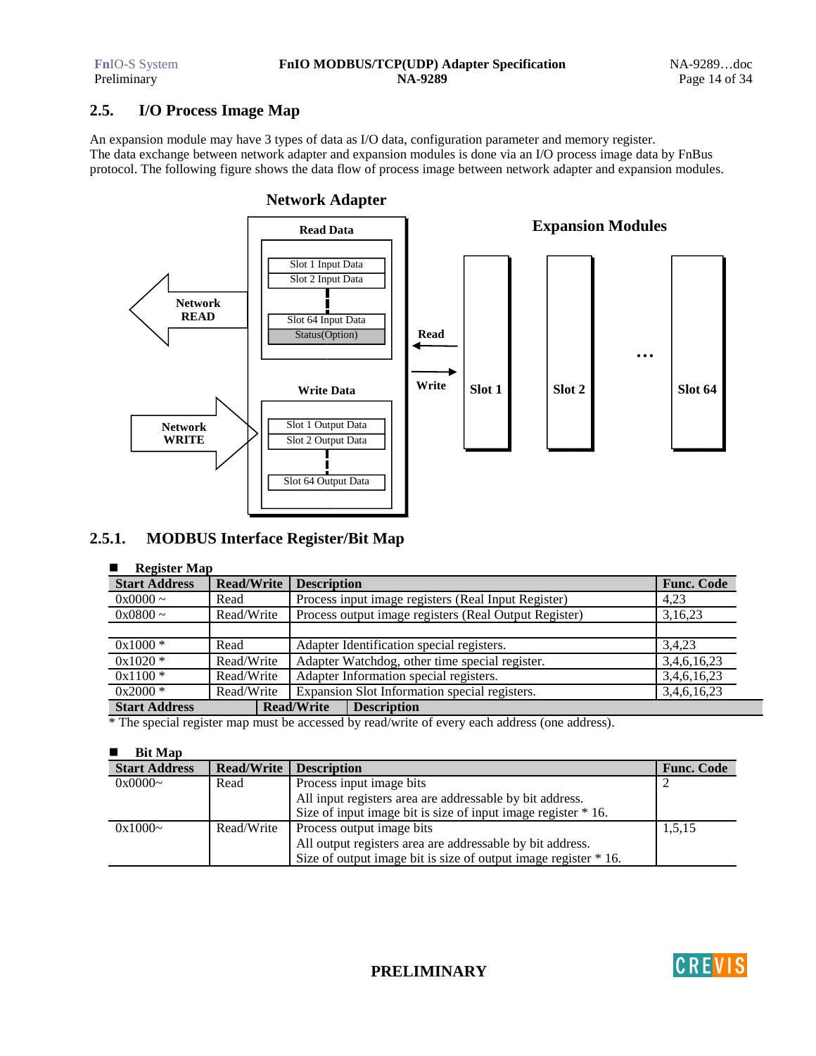## 2.5. I/O Process Image Map

An expansion module may have 3 types of data as I/O data, configuration parameter and memory register.
The data exchange between network adapter and expansion modules is done via an I/O process image data by FnBus protocol. The following figure shows the data flow of process image between network adapter and expansion modules.

**Network Adapter**

**Read Data**

Slot 1 Input Data
Slot 2 Input Data
Slot 64 Input Data
Status(Option)

**Network READ**

**Write Data**

Slot 1 Output Data
Slot 2 Output Data
Slot 64 Output Data

**Network WRITE**

**Read**

**Write**

**Expansion Modules**

**Slot 1** **Slot 2** … **Slot 64**

### 2.5.1. MODBUS Interface Register/Bit Map

■ **Register Map**

| Start Address | Read/Write | Description | Func. Code |
|---|---|---|---|
| 0x0000 ~ | Read | Process input image registers (Real Input Register) | 4,23 |
| 0x0800 ~ | Read/Write | Process output image registers (Real Output Register) | 3,16,23 |
| | | | |
| 0x1000 * | Read | Adapter Identification special registers. | 3,4,23 |
| 0x1020 * | Read/Write | Adapter Watchdog, other time special register. | 3,4,6,16,23 |
| 0x1100 * | Read/Write | Adapter Information special registers. | 3,4,6,16,23 |
| 0x2000 * | Read/Write | Expansion Slot Information special registers. | 3,4,6,16,23 |
| **Start Address** | **Read/Write** | **Description** | |

\* The special register map must be accessed by read/write of every each address (one address).

■ **Bit Map**

| Start Address | Read/Write | Description | Func. Code |
|---|---|---|---|
| 0x0000~ | Read | Process input image bits<br>All input registers area are addressable by bit address.<br>Size of input image bit is size of input image register * 16. | 2 |
| 0x1000~ | Read/Write | Process output image bits<br>All output registers area are addressable by bit address.<br>Size of output image bit is size of output image register * 16. | 1,5,15 |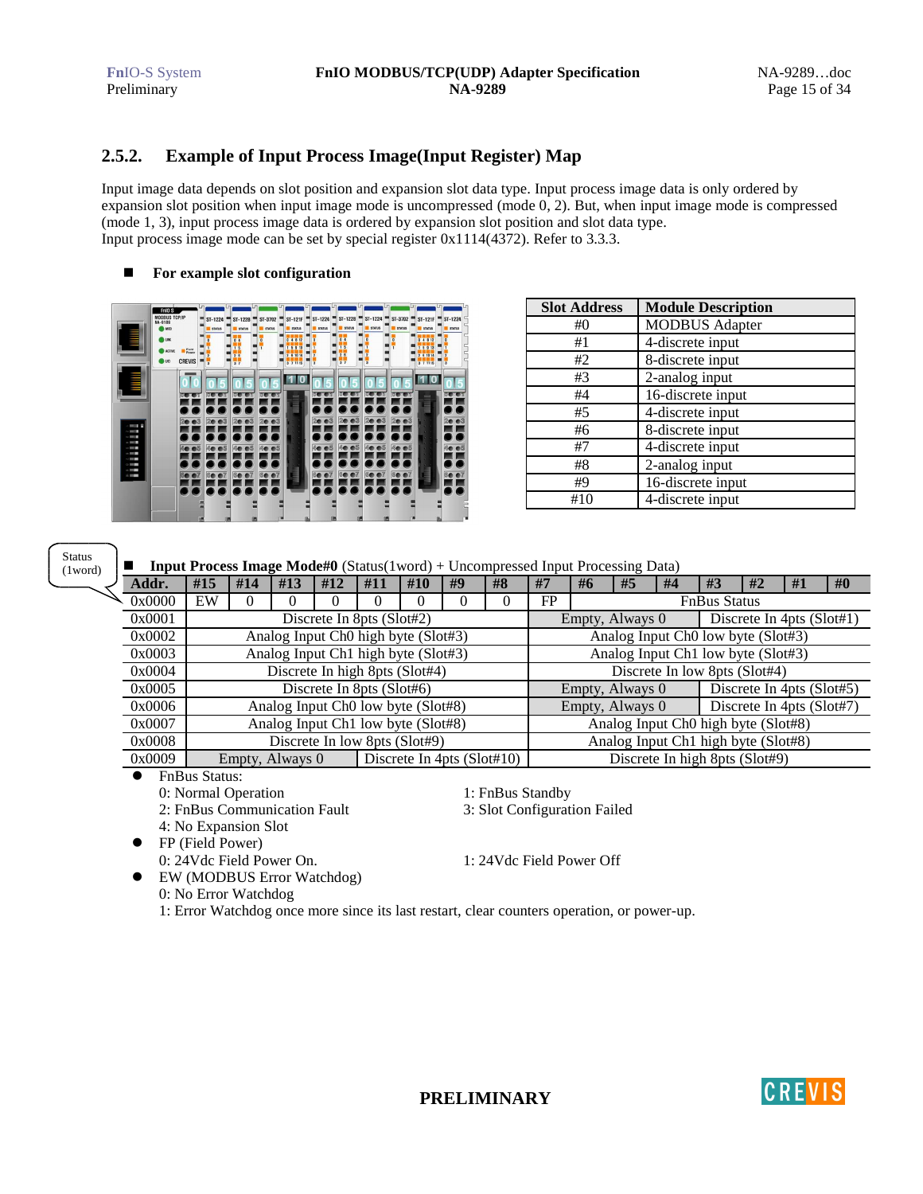### 2.5.2. Example of Input Process Image(Input Register) Map

Input image data depends on slot position and expansion slot data type. Input process image data is only ordered by expansion slot position when input image mode is uncompressed (mode 0, 2). But, when input image mode is compressed (mode 1, 3), input process image data is ordered by expansion slot position and slot data type.
Input process image mode can be set by special register 0x1114(4372). Refer to 3.3.3.

- **For example slot configuration**

| Slot Address | Module Description |
|---|---|
| #0 | MODBUS Adapter |
| #1 | 4-discrete input |
| #2 | 8-discrete input |
| #3 | 2-analog input |
| #4 | 16-discrete input |
| #5 | 4-discrete input |
| #6 | 8-discrete input |
| #7 | 4-discrete input |
| #8 | 2-analog input |
| #9 | 16-discrete input |
| #10 | 4-discrete input |

Status (1word)

- **Input Process Image Mode#0** (Status(1word) + Uncompressed Input Processing Data)

| Addr. | #15 | #14 | #13 | #12 | #11 | #10 | #9 | #8 | #7 | #6 | #5 | #4 | #3 | #2 | #1 | #0 |
|---|---|---|---|---|---|---|---|---|---|---|---|---|---|---|---|---|
| 0x0000 | EW | 0 | 0 | 0 | 0 | 0 | 0 | 0 | FP | FnBus Status | | | | | | |
| 0x0001 | Discrete In 8pts (Slot#2) | | | | | | | | Empty, Always 0 | | | | Discrete In 4pts (Slot#1) | | | |
| 0x0002 | Analog Input Ch0 high byte (Slot#3) | | | | | | | | Analog Input Ch0 low byte (Slot#3) | | | | | | | |
| 0x0003 | Analog Input Ch1 high byte (Slot#3) | | | | | | | | Analog Input Ch1 low byte (Slot#3) | | | | | | | |
| 0x0004 | Discrete In high 8pts (Slot#4) | | | | | | | | Discrete In low 8pts (Slot#4) | | | | | | | |
| 0x0005 | Discrete In 8pts (Slot#6) | | | | | | | | Empty, Always 0 | | | | Discrete In 4pts (Slot#5) | | | |
| 0x0006 | Analog Input Ch0 low byte (Slot#8) | | | | | | | | Empty, Always 0 | | | | Discrete In 4pts (Slot#7) | | | |
| 0x0007 | Analog Input Ch1 low byte (Slot#8) | | | | | | | | Analog Input Ch0 high byte (Slot#8) | | | | | | | |
| 0x0008 | Discrete In low 8pts (Slot#9) | | | | | | | | Analog Input Ch1 high byte (Slot#8) | | | | | | | |
| 0x0009 | Empty, Always 0 | | | | Discrete In 4pts (Slot#10) | | | | Discrete In high 8pts (Slot#9) | | | | | | | |

- FnBus Status:
  - 0: Normal Operation
  - 1: FnBus Standby
  - 2: FnBus Communication Fault
  - 3: Slot Configuration Failed
  - 4: No Expansion Slot
- FP (Field Power)
  - 0: 24Vdc Field Power On.
  - 1: 24Vdc Field Power Off
- EW (MODBUS Error Watchdog)
  - 0: No Error Watchdog
  - 1: Error Watchdog once more since its last restart, clear counters operation, or power-up.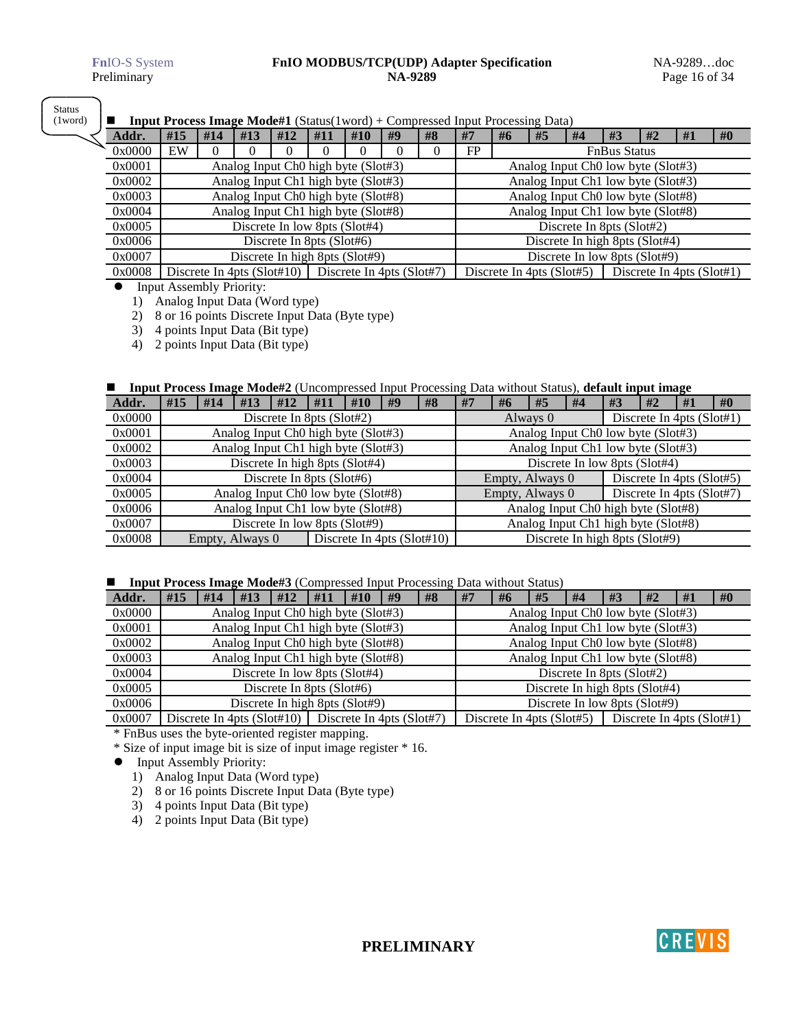Status (1word)

- **Input Process Image Mode#1** (Status(1word) + Compressed Input Processing Data)

| Addr. | #15 | #14 | #13 | #12 | #11 | #10 | #9 | #8 | #7 | #6 | #5 | #4 | #3 | #2 | #1 | #0 |
|---|---|---|---|---|---|---|---|---|---|---|---|---|---|---|---|---|
| 0x0000 | EW | 0 | 0 | 0 | 0 | 0 | 0 | 0 | FP | FnBus Status | | | | | | |
| 0x0001 | Analog Input Ch0 high byte (Slot#3) | | | | | | | | Analog Input Ch0 low byte (Slot#3) | | | | | | | |
| 0x0002 | Analog Input Ch1 high byte (Slot#3) | | | | | | | | Analog Input Ch1 low byte (Slot#3) | | | | | | | |
| 0x0003 | Analog Input Ch0 high byte (Slot#8) | | | | | | | | Analog Input Ch0 low byte (Slot#8) | | | | | | | |
| 0x0004 | Analog Input Ch1 high byte (Slot#8) | | | | | | | | Analog Input Ch1 low byte (Slot#8) | | | | | | | |
| 0x0005 | Discrete In low 8pts (Slot#4) | | | | | | | | Discrete In 8pts (Slot#2) | | | | | | | |
| 0x0006 | Discrete In 8pts (Slot#6) | | | | | | | | Discrete In high 8pts (Slot#4) | | | | | | | |
| 0x0007 | Discrete In high 8pts (Slot#9) | | | | | | | | Discrete In low 8pts (Slot#9) | | | | | | | |
| 0x0008 | Discrete In 4pts (Slot#10) | | | | Discrete In 4pts (Slot#7) | | | | Discrete In 4pts (Slot#5) | | | | Discrete In 4pts (Slot#1) | | | |

- Input Assembly Priority:
  1) Analog Input Data (Word type)
  2) 8 or 16 points Discrete Input Data (Byte type)
  3) 4 points Input Data (Bit type)
  4) 2 points Input Data (Bit type)

- **Input Process Image Mode#2** (Uncompressed Input Processing Data without Status), **default input image**

| Addr. | #15 | #14 | #13 | #12 | #11 | #10 | #9 | #8 | #7 | #6 | #5 | #4 | #3 | #2 | #1 | #0 |
|---|---|---|---|---|---|---|---|---|---|---|---|---|---|---|---|---|
| 0x0000 | Discrete In 8pts (Slot#2) | | | | | | | | Always 0 | | | | Discrete In 4pts (Slot#1) | | | |
| 0x0001 | Analog Input Ch0 high byte (Slot#3) | | | | | | | | Analog Input Ch0 low byte (Slot#3) | | | | | | | |
| 0x0002 | Analog Input Ch1 high byte (Slot#3) | | | | | | | | Analog Input Ch1 low byte (Slot#3) | | | | | | | |
| 0x0003 | Discrete In high 8pts (Slot#4) | | | | | | | | Discrete In low 8pts (Slot#4) | | | | | | | |
| 0x0004 | Discrete In 8pts (Slot#6) | | | | | | | | Empty, Always 0 | | | | Discrete In 4pts (Slot#5) | | | |
| 0x0005 | Analog Input Ch0 low byte (Slot#8) | | | | | | | | Empty, Always 0 | | | | Discrete In 4pts (Slot#7) | | | |
| 0x0006 | Analog Input Ch1 low byte (Slot#8) | | | | | | | | Analog Input Ch0 high byte (Slot#8) | | | | | | | |
| 0x0007 | Discrete In low 8pts (Slot#9) | | | | | | | | Analog Input Ch1 high byte (Slot#8) | | | | | | | |
| 0x0008 | Empty, Always 0 | | | | Discrete In 4pts (Slot#10) | | | | Discrete In high 8pts (Slot#9) | | | | | | | |

- **Input Process Image Mode#3** (Compressed Input Processing Data without Status)

| Addr. | #15 | #14 | #13 | #12 | #11 | #10 | #9 | #8 | #7 | #6 | #5 | #4 | #3 | #2 | #1 | #0 |
|---|---|---|---|---|---|---|---|---|---|---|---|---|---|---|---|---|
| 0x0000 | Analog Input Ch0 high byte (Slot#3) | | | | | | | | Analog Input Ch0 low byte (Slot#3) | | | | | | | |
| 0x0001 | Analog Input Ch1 high byte (Slot#3) | | | | | | | | Analog Input Ch1 low byte (Slot#3) | | | | | | | |
| 0x0002 | Analog Input Ch0 high byte (Slot#8) | | | | | | | | Analog Input Ch0 low byte (Slot#8) | | | | | | | |
| 0x0003 | Analog Input Ch1 high byte (Slot#8) | | | | | | | | Analog Input Ch1 low byte (Slot#8) | | | | | | | |
| 0x0004 | Discrete In low 8pts (Slot#4) | | | | | | | | Discrete In 8pts (Slot#2) | | | | | | | |
| 0x0005 | Discrete In 8pts (Slot#6) | | | | | | | | Discrete In high 8pts (Slot#4) | | | | | | | |
| 0x0006 | Discrete In high 8pts (Slot#9) | | | | | | | | Discrete In low 8pts (Slot#9) | | | | | | | |
| 0x0007 | Discrete In 4pts (Slot#10) | | | | Discrete In 4pts (Slot#7) | | | | Discrete In 4pts (Slot#5) | | | | Discrete In 4pts (Slot#1) | | | |

\* FnBus uses the byte-oriented register mapping.

\* Size of input image bit is size of input image register * 16.

- Input Assembly Priority:
  1) Analog Input Data (Word type)
  2) 8 or 16 points Discrete Input Data (Byte type)
  3) 4 points Input Data (Bit type)
  4) 2 points Input Data (Bit type)

**PRELIMINARY**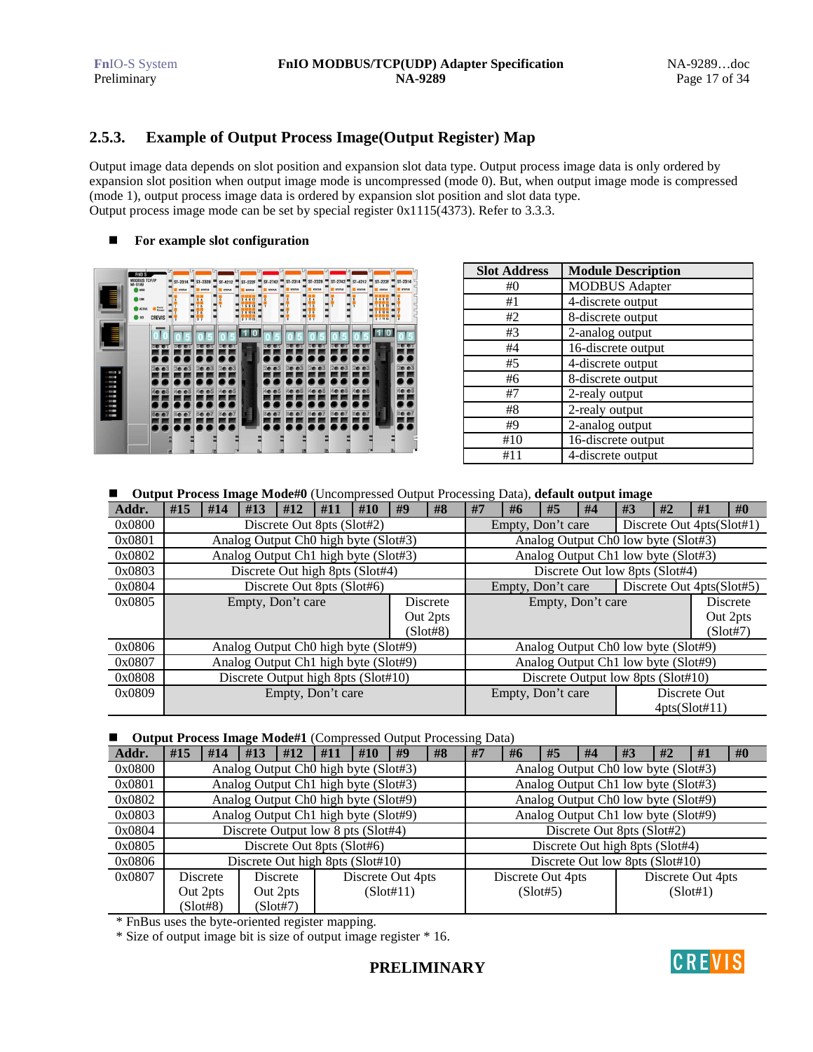### 2.5.3. Example of Output Process Image(Output Register) Map

Output image data depends on slot position and expansion slot data type. Output process image data is only ordered by expansion slot position when output image mode is uncompressed (mode 0). But, when output image mode is compressed (mode 1), output process image data is ordered by expansion slot position and slot data type.
Output process image mode can be set by special register 0x1115(4373). Refer to 3.3.3.

- **For example slot configuration**

| Slot Address | Module Description |
|---|---|
| #0 | MODBUS Adapter |
| #1 | 4-discrete output |
| #2 | 8-discrete output |
| #3 | 2-analog output |
| #4 | 16-discrete output |
| #5 | 4-discrete output |
| #6 | 8-discrete output |
| #7 | 2-realy output |
| #8 | 2-realy output |
| #9 | 2-analog output |
| #10 | 16-discrete output |
| #11 | 4-discrete output |

- **Output Process Image Mode#0** (Uncompressed Output Processing Data), **default output image**

| Addr. | #15 | #14 | #13 | #12 | #11 | #10 | #9 | #8 | #7 | #6 | #5 | #4 | #3 | #2 | #1 | #0 |
|---|---|---|---|---|---|---|---|---|---|---|---|---|---|---|---|---|
| 0x0800 | Discrete Out 8pts (Slot#2) | | | | | | | | Empty, Don't care | | | | Discrete Out 4pts(Slot#1) | | | |
| 0x0801 | Analog Output Ch0 high byte (Slot#3) | | | | | | | | Analog Output Ch0 low byte (Slot#3) | | | | | | | |
| 0x0802 | Analog Output Ch1 high byte (Slot#3) | | | | | | | | Analog Output Ch1 low byte (Slot#3) | | | | | | | |
| 0x0803 | Discrete Out high 8pts (Slot#4) | | | | | | | | Discrete Out low 8pts (Slot#4) | | | | | | | |
| 0x0804 | Discrete Out 8pts (Slot#6) | | | | | | | | Empty, Don't care | | | | Discrete Out 4pts(Slot#5) | | | |
| 0x0805 | Empty, Don't care | | | | | | Discrete Out 2pts (Slot#8) | | Empty, Don't care | | | | | | Discrete Out 2pts (Slot#7) | |
| 0x0806 | Analog Output Ch0 high byte (Slot#9) | | | | | | | | Analog Output Ch0 low byte (Slot#9) | | | | | | | |
| 0x0807 | Analog Output Ch1 high byte (Slot#9) | | | | | | | | Analog Output Ch1 low byte (Slot#9) | | | | | | | |
| 0x0808 | Discrete Output high 8pts (Slot#10) | | | | | | | | Discrete Output low 8pts (Slot#10) | | | | | | | |
| 0x0809 | Empty, Don't care | | | | | | | | Empty, Don't care | | | | Discrete Out 4pts(Slot#11) | | | |

- **Output Process Image Mode#1** (Compressed Output Processing Data)

| Addr. | #15 | #14 | #13 | #12 | #11 | #10 | #9 | #8 | #7 | #6 | #5 | #4 | #3 | #2 | #1 | #0 |
|---|---|---|---|---|---|---|---|---|---|---|---|---|---|---|---|---|
| 0x0800 | Analog Output Ch0 high byte (Slot#3) | | | | | | | | Analog Output Ch0 low byte (Slot#3) | | | | | | | |
| 0x0801 | Analog Output Ch1 high byte (Slot#3) | | | | | | | | Analog Output Ch1 low byte (Slot#3) | | | | | | | |
| 0x0802 | Analog Output Ch0 high byte (Slot#9) | | | | | | | | Analog Output Ch0 low byte (Slot#9) | | | | | | | |
| 0x0803 | Analog Output Ch1 high byte (Slot#9) | | | | | | | | Analog Output Ch1 low byte (Slot#9) | | | | | | | |
| 0x0804 | Discrete Output low 8 pts (Slot#4) | | | | | | | | Discrete Out 8pts (Slot#2) | | | | | | | |
| 0x0805 | Discrete Out 8pts (Slot#6) | | | | | | | | Discrete Out high 8pts (Slot#4) | | | | | | | |
| 0x0806 | Discrete Out high 8pts (Slot#10) | | | | | | | | Discrete Out low 8pts (Slot#10) | | | | | | | |
| 0x0807 | Discrete Out 2pts (Slot#8) | | Discrete Out 2pts (Slot#7) | | Discrete Out 4pts (Slot#11) | | | | Discrete Out 4pts (Slot#5) | | | | Discrete Out 4pts (Slot#1) | | | |

\* FnBus uses the byte-oriented register mapping.
\* Size of output image bit is size of output image register * 16.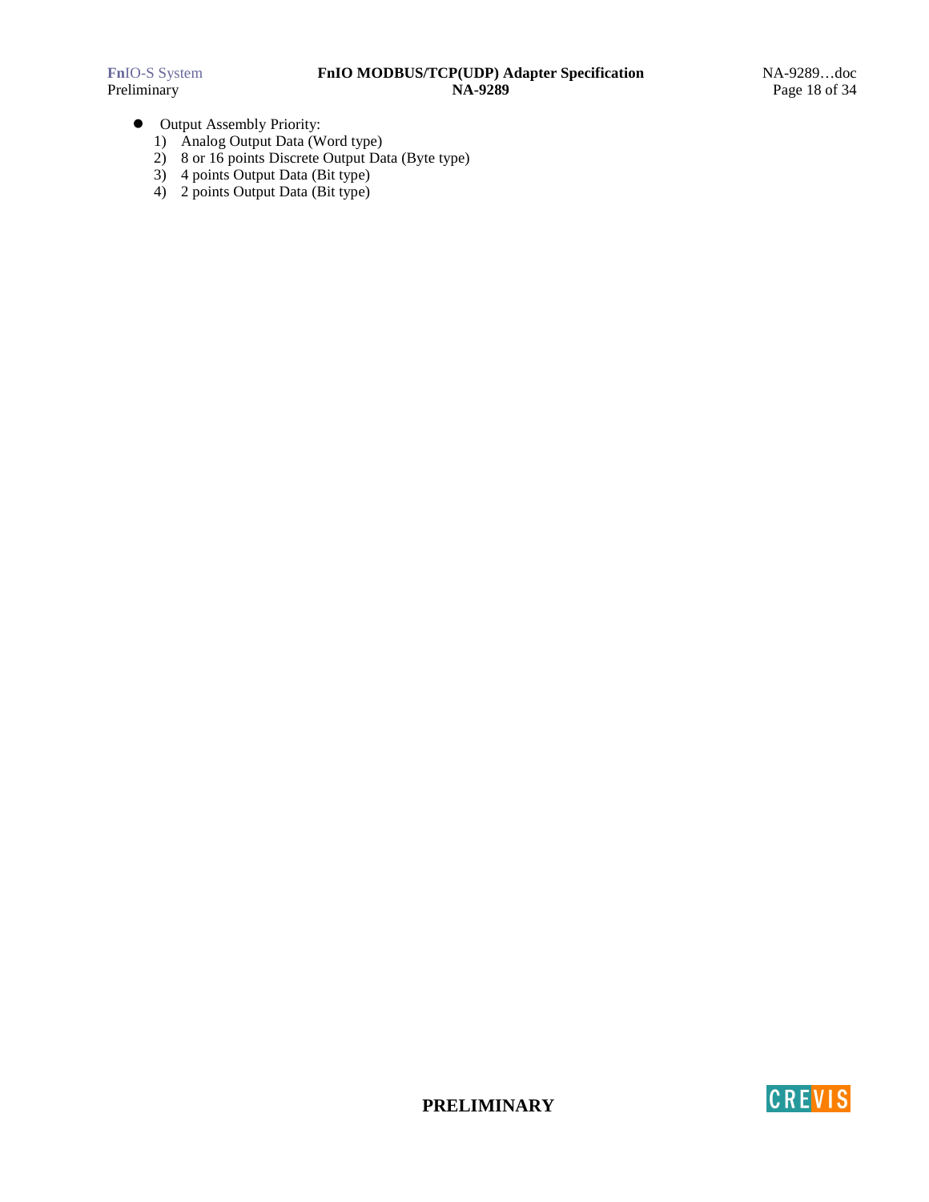- Output Assembly Priority:
  1) Analog Output Data (Word type)
  2) 8 or 16 points Discrete Output Data (Byte type)
  3) 4 points Output Data (Bit type)
  4) 2 points Output Data (Bit type)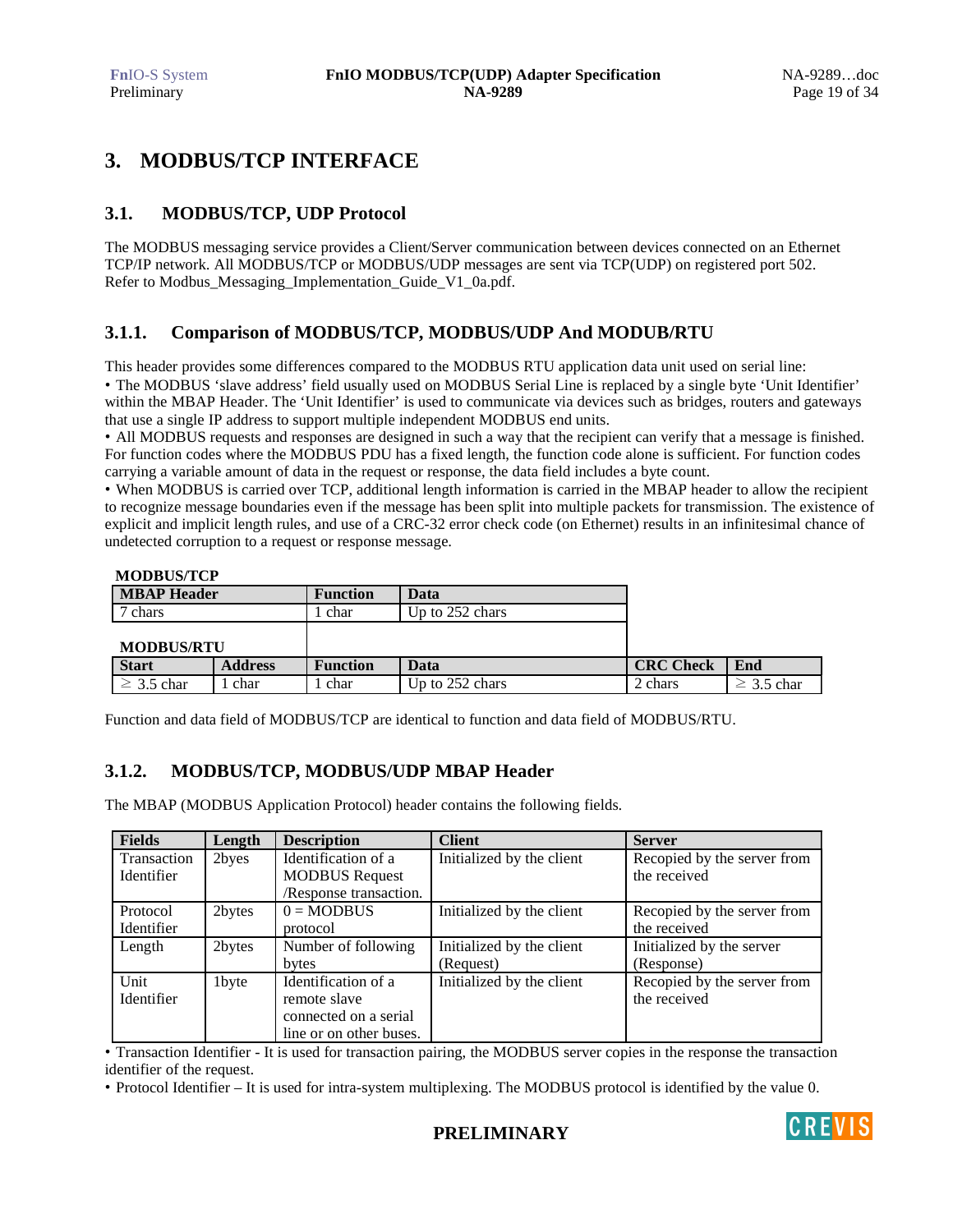// Page 19 of NA-9289 (FnIO MODBUS/TCP(UDP) Adapter Specification), section 3.

# 3. MODBUS/TCP INTERFACE

## 3.1. MODBUS/TCP, UDP Protocol

The MODBUS messaging service provides a Client/Server communication between devices connected on an Ethernet TCP/IP network. All MODBUS/TCP or MODBUS/UDP messages are sent via TCP(UDP) on registered port 502.
Refer to Modbus_Messaging_Implementation_Guide_V1_0a.pdf.

### 3.1.1. Comparison of MODBUS/TCP, MODBUS/UDP And MODUB/RTU

This header provides some differences compared to the MODBUS RTU application data unit used on serial line:

• The MODBUS 'slave address' field usually used on MODBUS Serial Line is replaced by a single byte 'Unit Identifier' within the MBAP Header. The 'Unit Identifier' is used to communicate via devices such as bridges, routers and gateways that use a single IP address to support multiple independent MODBUS end units.

• All MODBUS requests and responses are designed in such a way that the recipient can verify that a message is finished. For function codes where the MODBUS PDU has a fixed length, the function code alone is sufficient. For function codes carrying a variable amount of data in the request or response, the data field includes a byte count.

• When MODBUS is carried over TCP, additional length information is carried in the MBAP header to allow the recipient to recognize message boundaries even if the message has been split into multiple packets for transmission. The existence of explicit and implicit length rules, and use of a CRC-32 error check code (on Ethernet) results in an infinitesimal chance of undetected corruption to a request or response message.

**MODBUS/TCP**

| MBAP Header | Function | Data |
|---|---|---|
| 7 chars | 1 char | Up to 252 chars |

**MODBUS/RTU**

| Start | Address | Function | Data | CRC Check | End |
|---|---|---|---|---|---|
| ≥ 3.5 char | 1 char | 1 char | Up to 252 chars | 2 chars | ≥ 3.5 char |

Function and data field of MODBUS/TCP are identical to function and data field of MODBUS/RTU.

### 3.1.2. MODBUS/TCP, MODBUS/UDP MBAP Header

The MBAP (MODBUS Application Protocol) header contains the following fields.

| Fields | Length | Description | Client | Server |
|---|---|---|---|---|
| Transaction Identifier | 2byes | Identification of a MODBUS Request /Response transaction. | Initialized by the client | Recopied by the server from the received |
| Protocol Identifier | 2bytes | 0 = MODBUS protocol | Initialized by the client | Recopied by the server from the received |
| Length | 2bytes | Number of following bytes | Initialized by the client (Request) | Initialized by the server (Response) |
| Unit Identifier | 1byte | Identification of a remote slave connected on a serial line or on other buses. | Initialized by the client | Recopied by the server from the received |

• Transaction Identifier - It is used for transaction pairing, the MODBUS server copies in the response the transaction identifier of the request.

• Protocol Identifier – It is used for intra-system multiplexing. The MODBUS protocol is identified by the value 0.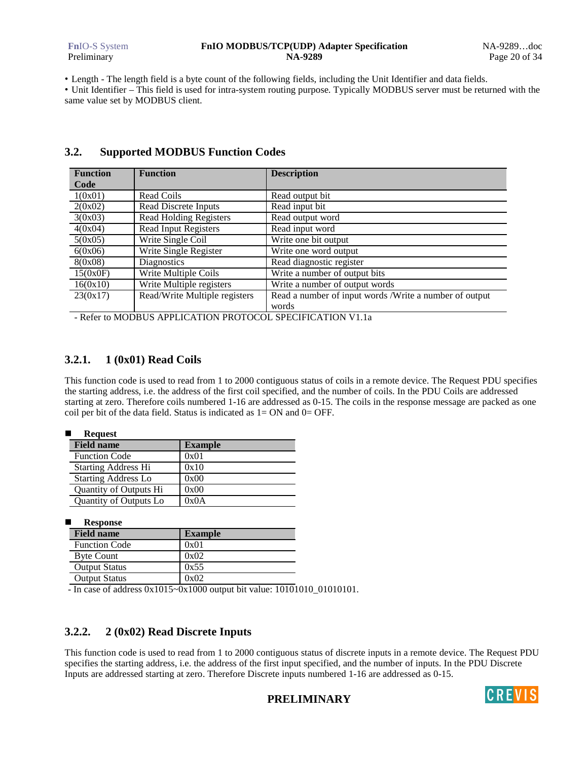• Length - The length field is a byte count of the following fields, including the Unit Identifier and data fields.
• Unit Identifier – This field is used for intra-system routing purpose. Typically MODBUS server must be returned with the same value set by MODBUS client.

## 3.2. Supported MODBUS Function Codes

| Function Code | Function | Description |
|---|---|---|
| 1(0x01) | Read Coils | Read output bit |
| 2(0x02) | Read Discrete Inputs | Read input bit |
| 3(0x03) | Read Holding Registers | Read output word |
| 4(0x04) | Read Input Registers | Read input word |
| 5(0x05) | Write Single Coil | Write one bit output |
| 6(0x06) | Write Single Register | Write one word output |
| 8(0x08) | Diagnostics | Read diagnostic register |
| 15(0x0F) | Write Multiple Coils | Write a number of output bits |
| 16(0x10) | Write Multiple registers | Write a number of output words |
| 23(0x17) | Read/Write Multiple registers | Read a number of input words /Write a number of output words |

- Refer to MODBUS APPLICATION PROTOCOL SPECIFICATION V1.1a

### 3.2.1. 1 (0x01) Read Coils

This function code is used to read from 1 to 2000 contiguous status of coils in a remote device. The Request PDU specifies the starting address, i.e. the address of the first coil specified, and the number of coils. In the PDU Coils are addressed starting at zero. Therefore coils numbered 1-16 are addressed as 0-15. The coils in the response message are packed as one coil per bit of the data field. Status is indicated as 1= ON and 0= OFF.

- **Request**

| Field name | Example |
|---|---|
| Function Code | 0x01 |
| Starting Address Hi | 0x10 |
| Starting Address Lo | 0x00 |
| Quantity of Outputs Hi | 0x00 |
| Quantity of Outputs Lo | 0x0A |

- **Response**

| Field name | Example |
|---|---|
| Function Code | 0x01 |
| Byte Count | 0x02 |
| Output Status | 0x55 |
| Output Status | 0x02 |

- In case of address 0x1015~0x1000 output bit value: 10101010_01010101.

### 3.2.2. 2 (0x02) Read Discrete Inputs

This function code is used to read from 1 to 2000 contiguous status of discrete inputs in a remote device. The Request PDU specifies the starting address, i.e. the address of the first input specified, and the number of inputs. In the PDU Discrete Inputs are addressed starting at zero. Therefore Discrete inputs numbered 1-16 are addressed as 0-15.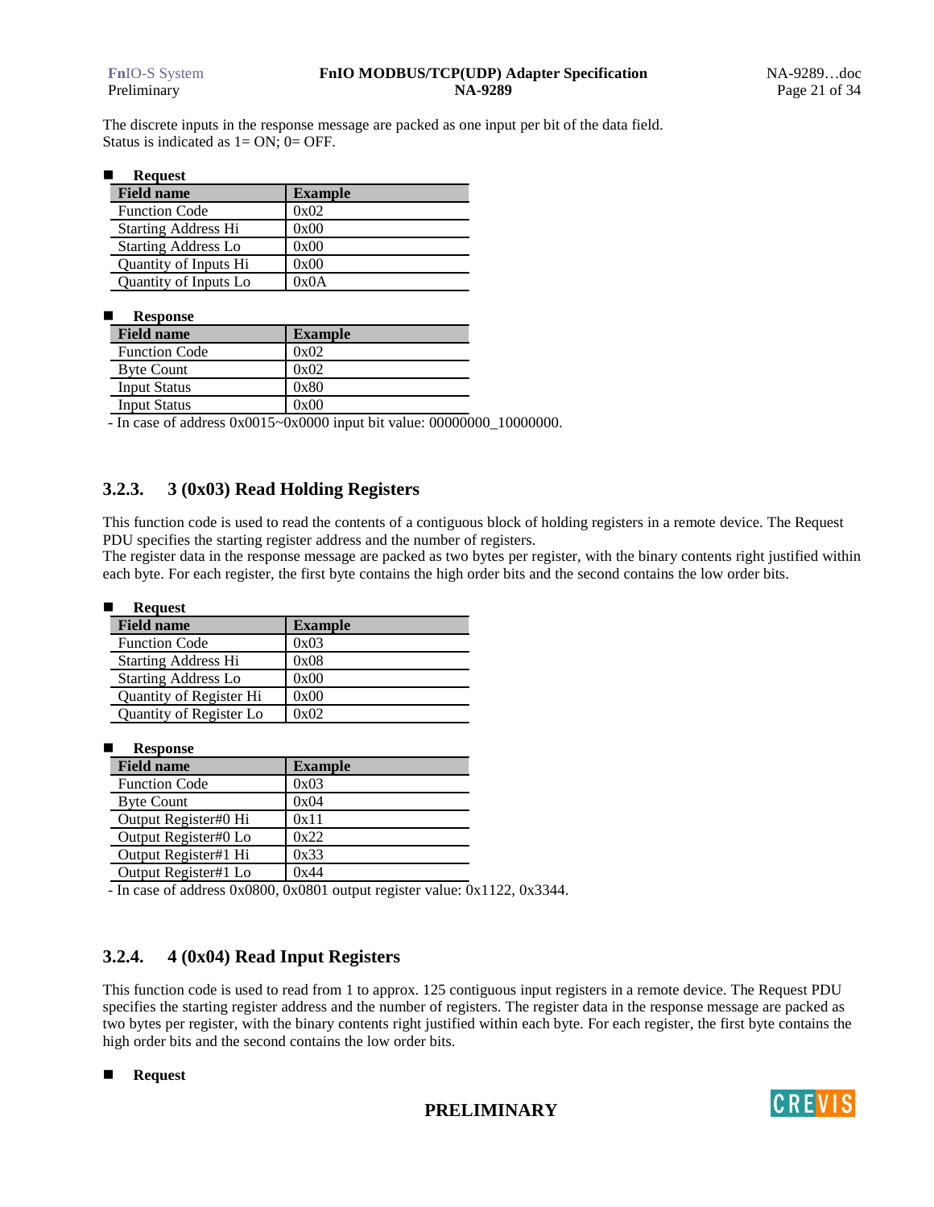The discrete inputs in the response message are packed as one input per bit of the data field.
Status is indicated as 1= ON; 0= OFF.

- **Request**

| Field name | Example |
|---|---|
| Function Code | 0x02 |
| Starting Address Hi | 0x00 |
| Starting Address Lo | 0x00 |
| Quantity of Inputs Hi | 0x00 |
| Quantity of Inputs Lo | 0x0A |

- **Response**

| Field name | Example |
|---|---|
| Function Code | 0x02 |
| Byte Count | 0x02 |
| Input Status | 0x80 |
| Input Status | 0x00 |

- In case of address 0x0015~0x0000 input bit value: 00000000_10000000.

### 3.2.3. 3 (0x03) Read Holding Registers

This function code is used to read the contents of a contiguous block of holding registers in a remote device. The Request PDU specifies the starting register address and the number of registers.
The register data in the response message are packed as two bytes per register, with the binary contents right justified within each byte. For each register, the first byte contains the high order bits and the second contains the low order bits.

- **Request**

| Field name | Example |
|---|---|
| Function Code | 0x03 |
| Starting Address Hi | 0x08 |
| Starting Address Lo | 0x00 |
| Quantity of Register Hi | 0x00 |
| Quantity of Register Lo | 0x02 |

- **Response**

| Field name | Example |
|---|---|
| Function Code | 0x03 |
| Byte Count | 0x04 |
| Output Register#0 Hi | 0x11 |
| Output Register#0 Lo | 0x22 |
| Output Register#1 Hi | 0x33 |
| Output Register#1 Lo | 0x44 |

- In case of address 0x0800, 0x0801 output register value: 0x1122, 0x3344.

### 3.2.4. 4 (0x04) Read Input Registers

This function code is used to read from 1 to approx. 125 contiguous input registers in a remote device. The Request PDU specifies the starting register address and the number of registers. The register data in the response message are packed as two bytes per register, with the binary contents right justified within each byte. For each register, the first byte contains the high order bits and the second contains the low order bits.

- **Request**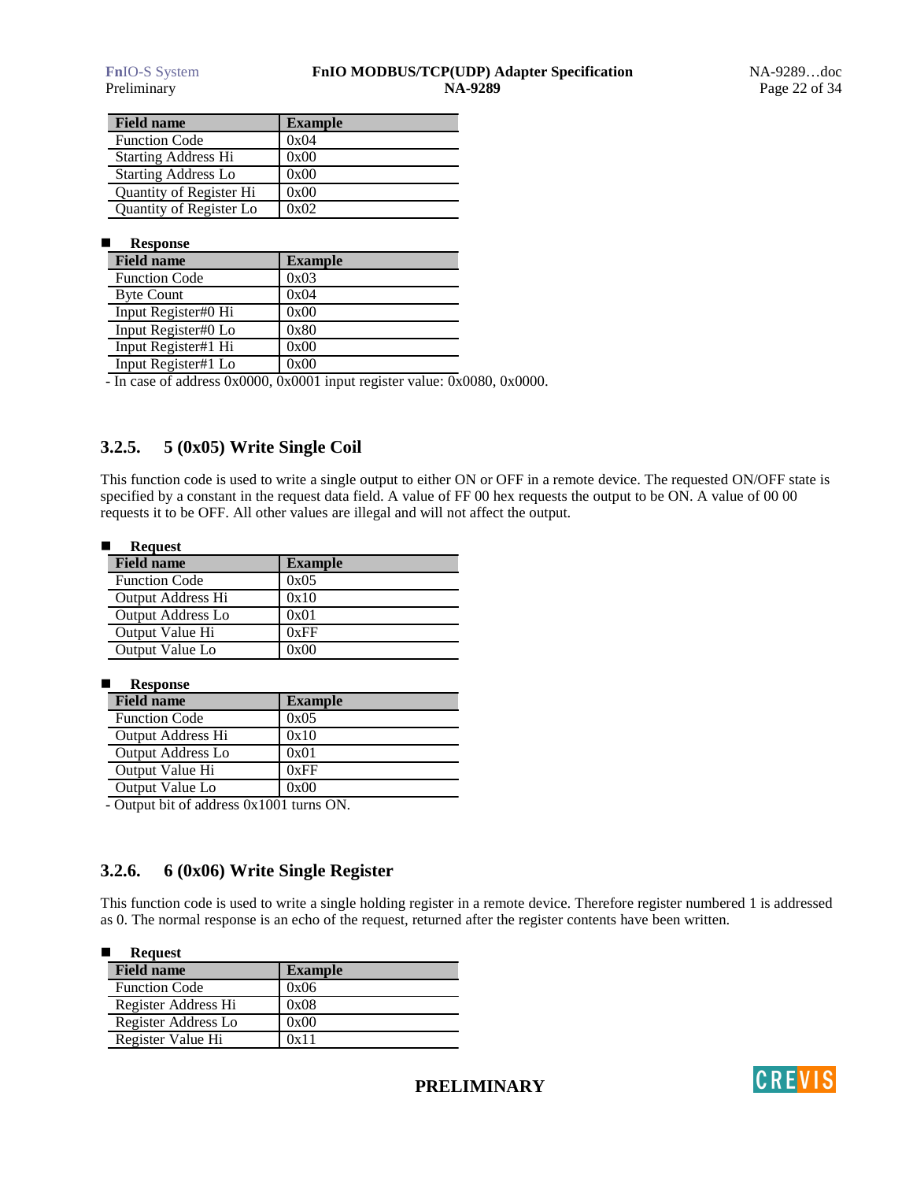| Field name | Example |
|---|---|
| Function Code | 0x04 |
| Starting Address Hi | 0x00 |
| Starting Address Lo | 0x00 |
| Quantity of Register Hi | 0x00 |
| Quantity of Register Lo | 0x02 |

- **Response**

| Field name | Example |
|---|---|
| Function Code | 0x03 |
| Byte Count | 0x04 |
| Input Register#0 Hi | 0x00 |
| Input Register#0 Lo | 0x80 |
| Input Register#1 Hi | 0x00 |
| Input Register#1 Lo | 0x00 |

- In case of address 0x0000, 0x0001 input register value: 0x0080, 0x0000.

### 3.2.5. 5 (0x05) Write Single Coil

This function code is used to write a single output to either ON or OFF in a remote device. The requested ON/OFF state is specified by a constant in the request data field. A value of FF 00 hex requests the output to be ON. A value of 00 00 requests it to be OFF. All other values are illegal and will not affect the output.

- **Request**

| Field name | Example |
|---|---|
| Function Code | 0x05 |
| Output Address Hi | 0x10 |
| Output Address Lo | 0x01 |
| Output Value Hi | 0xFF |
| Output Value Lo | 0x00 |

- **Response**

| Field name | Example |
|---|---|
| Function Code | 0x05 |
| Output Address Hi | 0x10 |
| Output Address Lo | 0x01 |
| Output Value Hi | 0xFF |
| Output Value Lo | 0x00 |

- Output bit of address 0x1001 turns ON.

### 3.2.6. 6 (0x06) Write Single Register

This function code is used to write a single holding register in a remote device. Therefore register numbered 1 is addressed as 0. The normal response is an echo of the request, returned after the register contents have been written.

- **Request**

| Field name | Example |
|---|---|
| Function Code | 0x06 |
| Register Address Hi | 0x08 |
| Register Address Lo | 0x00 |
| Register Value Hi | 0x11 |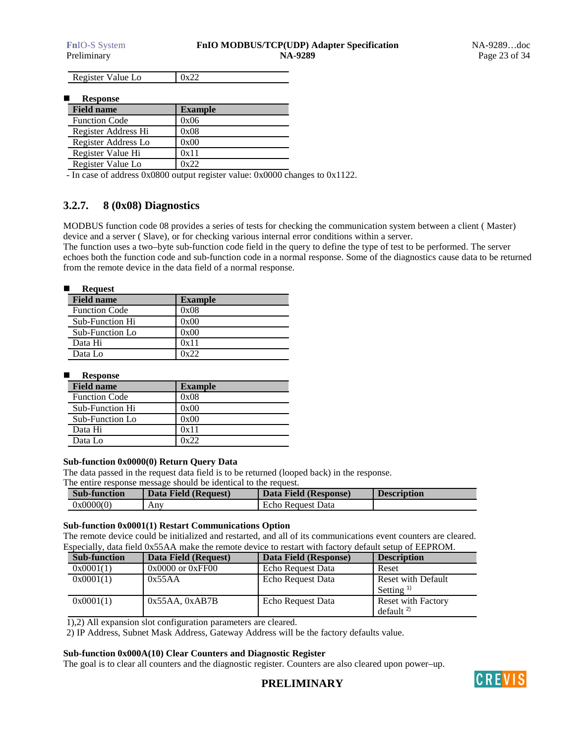| Register Value Lo | 0x22 |
|---|---|

- **Response**

| Field name | Example |
|---|---|
| Function Code | 0x06 |
| Register Address Hi | 0x08 |
| Register Address Lo | 0x00 |
| Register Value Hi | 0x11 |
| Register Value Lo | 0x22 |

- In case of address 0x0800 output register value: 0x0000 changes to 0x1122.

### 3.2.7. 8 (0x08) Diagnostics

MODBUS function code 08 provides a series of tests for checking the communication system between a client ( Master) device and a server ( Slave), or for checking various internal error conditions within a server.
The function uses a two–byte sub-function code field in the query to define the type of test to be performed. The server echoes both the function code and sub-function code in a normal response. Some of the diagnostics cause data to be returned from the remote device in the data field of a normal response.

- **Request**

| Field name | Example |
|---|---|
| Function Code | 0x08 |
| Sub-Function Hi | 0x00 |
| Sub-Function Lo | 0x00 |
| Data Hi | 0x11 |
| Data Lo | 0x22 |

- **Response**

| Field name | Example |
|---|---|
| Function Code | 0x08 |
| Sub-Function Hi | 0x00 |
| Sub-Function Lo | 0x00 |
| Data Hi | 0x11 |
| Data Lo | 0x22 |

**Sub-function 0x0000(0) Return Query Data**

The data passed in the request data field is to be returned (looped back) in the response.
The entire response message should be identical to the request.

| Sub-function | Data Field (Request) | Data Field (Response) | Description |
|---|---|---|---|
| 0x0000(0) | Any | Echo Request Data | |

**Sub-function 0x0001(1) Restart Communications Option**

The remote device could be initialized and restarted, and all of its communications event counters are cleared.
Especially, data field 0x55AA make the remote device to restart with factory default setup of EEPROM.

| Sub-function | Data Field (Request) | Data Field (Response) | Description |
|---|---|---|---|
| 0x0001(1) | 0x0000 or 0xFF00 | Echo Request Data | Reset |
| 0x0001(1) | 0x55AA | Echo Request Data | Reset with Default Setting [1)] |
| 0x0001(1) | 0x55AA, 0xAB7B | Echo Request Data | Reset with Factory default [2)] |

1),2) All expansion slot configuration parameters are cleared.
2) IP Address, Subnet Mask Address, Gateway Address will be the factory defaults value.

**Sub-function 0x000A(10) Clear Counters and Diagnostic Register**

The goal is to clear all counters and the diagnostic register. Counters are also cleared upon power–up.

**PRELIMINARY**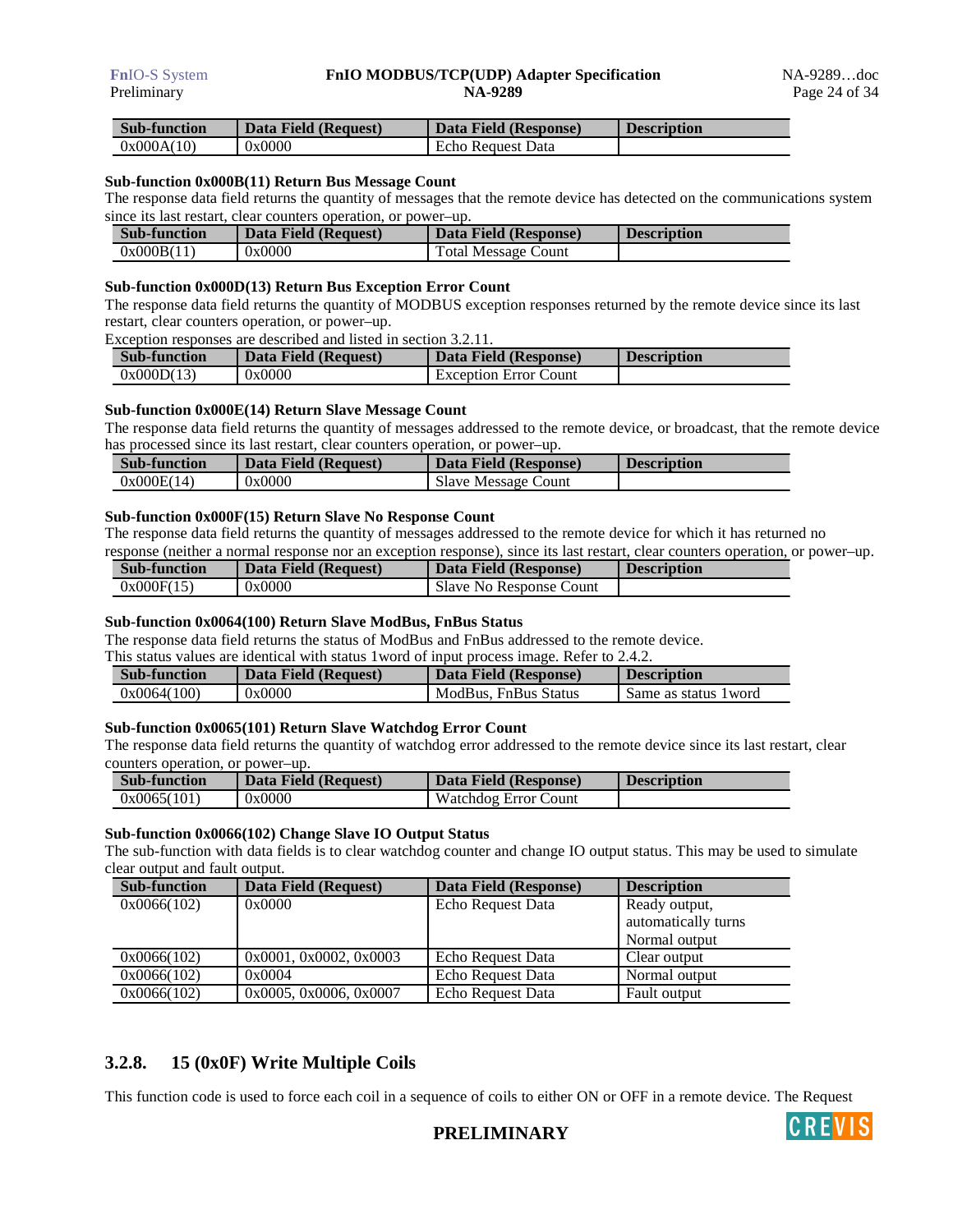| Sub-function | Data Field (Request) | Data Field (Response) | Description |
|---|---|---|---|
| 0x000A(10) | 0x0000 | Echo Request Data | |

**Sub-function 0x000B(11) Return Bus Message Count**

The response data field returns the quantity of messages that the remote device has detected on the communications system since its last restart, clear counters operation, or power–up.

| Sub-function | Data Field (Request) | Data Field (Response) | Description |
|---|---|---|---|
| 0x000B(11) | 0x0000 | Total Message Count | |

**Sub-function 0x000D(13) Return Bus Exception Error Count**

The response data field returns the quantity of MODBUS exception responses returned by the remote device since its last restart, clear counters operation, or power–up.

Exception responses are described and listed in section 3.2.11.

| Sub-function | Data Field (Request) | Data Field (Response) | Description |
|---|---|---|---|
| 0x000D(13) | 0x0000 | Exception Error Count | |

**Sub-function 0x000E(14) Return Slave Message Count**

The response data field returns the quantity of messages addressed to the remote device, or broadcast, that the remote device has processed since its last restart, clear counters operation, or power–up.

| Sub-function | Data Field (Request) | Data Field (Response) | Description |
|---|---|---|---|
| 0x000E(14) | 0x0000 | Slave Message Count | |

**Sub-function 0x000F(15) Return Slave No Response Count**

The response data field returns the quantity of messages addressed to the remote device for which it has returned no response (neither a normal response nor an exception response), since its last restart, clear counters operation, or power–up.

| Sub-function | Data Field (Request) | Data Field (Response) | Description |
|---|---|---|---|
| 0x000F(15) | 0x0000 | Slave No Response Count | |

**Sub-function 0x0064(100) Return Slave ModBus, FnBus Status**

The response data field returns the status of ModBus and FnBus addressed to the remote device.

This status values are identical with status 1word of input process image. Refer to 2.4.2.

| Sub-function | Data Field (Request) | Data Field (Response) | Description |
|---|---|---|---|
| 0x0064(100) | 0x0000 | ModBus, FnBus Status | Same as status 1word |

**Sub-function 0x0065(101) Return Slave Watchdog Error Count**

The response data field returns the quantity of watchdog error addressed to the remote device since its last restart, clear counters operation, or power–up.

| Sub-function | Data Field (Request) | Data Field (Response) | Description |
|---|---|---|---|
| 0x0065(101) | 0x0000 | Watchdog Error Count | |

**Sub-function 0x0066(102) Change Slave IO Output Status**

The sub-function with data fields is to clear watchdog counter and change IO output status. This may be used to simulate clear output and fault output.

| Sub-function | Data Field (Request) | Data Field (Response) | Description |
|---|---|---|---|
| 0x0066(102) | 0x0000 | Echo Request Data | Ready output, automatically turns Normal output |
| 0x0066(102) | 0x0001, 0x0002, 0x0003 | Echo Request Data | Clear output |
| 0x0066(102) | 0x0004 | Echo Request Data | Normal output |
| 0x0066(102) | 0x0005, 0x0006, 0x0007 | Echo Request Data | Fault output |

### 3.2.8. 15 (0x0F) Write Multiple Coils

This function code is used to force each coil in a sequence of coils to either ON or OFF in a remote device. The Request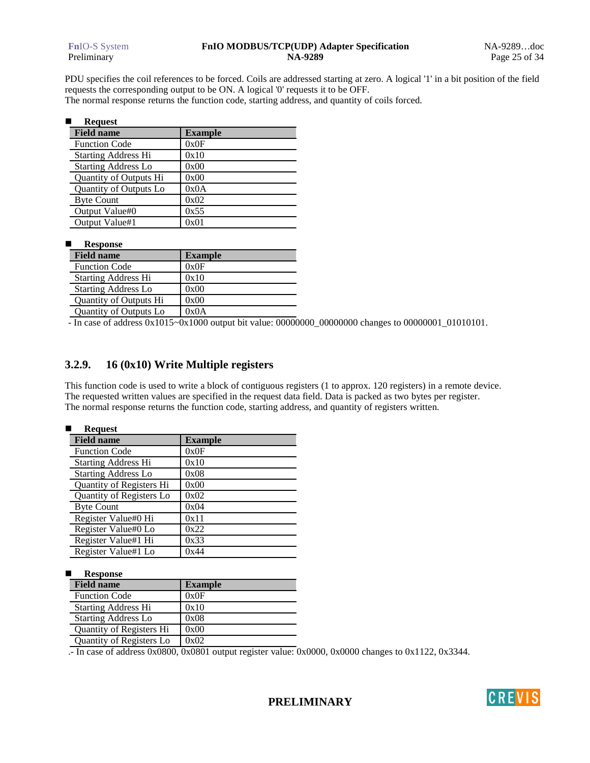PDU specifies the coil references to be forced. Coils are addressed starting at zero. A logical '1' in a bit position of the field requests the corresponding output to be ON. A logical '0' requests it to be OFF.
The normal response returns the function code, starting address, and quantity of coils forced.

- **Request**

| Field name | Example |
|---|---|
| Function Code | 0x0F |
| Starting Address Hi | 0x10 |
| Starting Address Lo | 0x00 |
| Quantity of Outputs Hi | 0x00 |
| Quantity of Outputs Lo | 0x0A |
| Byte Count | 0x02 |
| Output Value#0 | 0x55 |
| Output Value#1 | 0x01 |

- **Response**

| Field name | Example |
|---|---|
| Function Code | 0x0F |
| Starting Address Hi | 0x10 |
| Starting Address Lo | 0x00 |
| Quantity of Outputs Hi | 0x00 |
| Quantity of Outputs Lo | 0x0A |

- In case of address 0x1015~0x1000 output bit value: 00000000_00000000 changes to 00000001_01010101.

### 3.2.9. 16 (0x10) Write Multiple registers

This function code is used to write a block of contiguous registers (1 to approx. 120 registers) in a remote device.
The requested written values are specified in the request data field. Data is packed as two bytes per register.
The normal response returns the function code, starting address, and quantity of registers written.

- **Request**

| Field name | Example |
|---|---|
| Function Code | 0x0F |
| Starting Address Hi | 0x10 |
| Starting Address Lo | 0x08 |
| Quantity of Registers Hi | 0x00 |
| Quantity of Registers Lo | 0x02 |
| Byte Count | 0x04 |
| Register Value#0 Hi | 0x11 |
| Register Value#0 Lo | 0x22 |
| Register Value#1 Hi | 0x33 |
| Register Value#1 Lo | 0x44 |

- **Response**

| Field name | Example |
|---|---|
| Function Code | 0x0F |
| Starting Address Hi | 0x10 |
| Starting Address Lo | 0x08 |
| Quantity of Registers Hi | 0x00 |
| Quantity of Registers Lo | 0x02 |

.- In case of address 0x0800, 0x0801 output register value: 0x0000, 0x0000 changes to 0x1122, 0x3344.

**PRELIMINARY**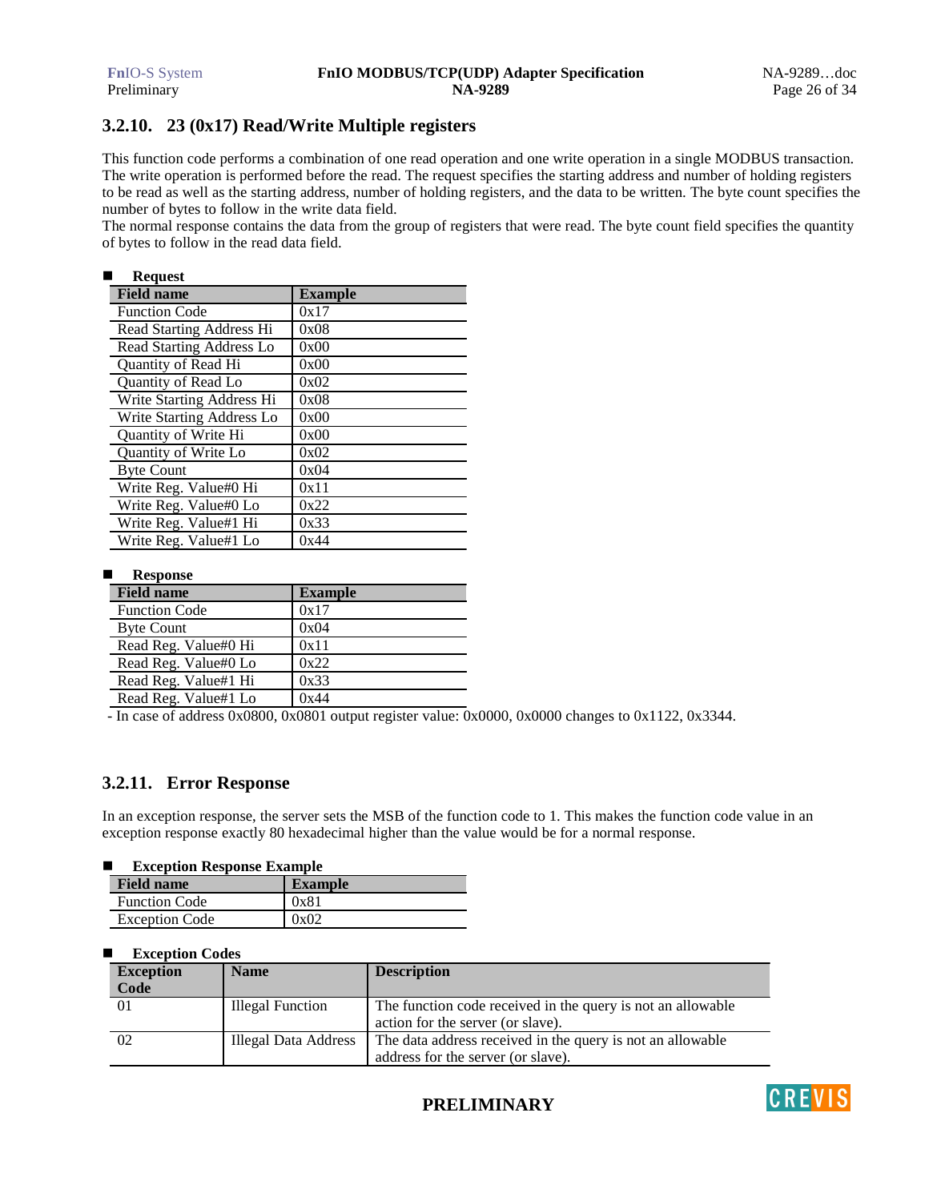### 3.2.10. 23 (0x17) Read/Write Multiple registers

This function code performs a combination of one read operation and one write operation in a single MODBUS transaction. The write operation is performed before the read. The request specifies the starting address and number of holding registers to be read as well as the starting address, number of holding registers, and the data to be written. The byte count specifies the number of bytes to follow in the write data field.
The normal response contains the data from the group of registers that were read. The byte count field specifies the quantity of bytes to follow in the read data field.

- **Request**

| Field name | Example |
|---|---|
| Function Code | 0x17 |
| Read Starting Address Hi | 0x08 |
| Read Starting Address Lo | 0x00 |
| Quantity of Read Hi | 0x00 |
| Quantity of Read Lo | 0x02 |
| Write Starting Address Hi | 0x08 |
| Write Starting Address Lo | 0x00 |
| Quantity of Write Hi | 0x00 |
| Quantity of Write Lo | 0x02 |
| Byte Count | 0x04 |
| Write Reg. Value#0 Hi | 0x11 |
| Write Reg. Value#0 Lo | 0x22 |
| Write Reg. Value#1 Hi | 0x33 |
| Write Reg. Value#1 Lo | 0x44 |

- **Response**

| Field name | Example |
|---|---|
| Function Code | 0x17 |
| Byte Count | 0x04 |
| Read Reg. Value#0 Hi | 0x11 |
| Read Reg. Value#0 Lo | 0x22 |
| Read Reg. Value#1 Hi | 0x33 |
| Read Reg. Value#1 Lo | 0x44 |

- In case of address 0x0800, 0x0801 output register value: 0x0000, 0x0000 changes to 0x1122, 0x3344.

### 3.2.11. Error Response

In an exception response, the server sets the MSB of the function code to 1. This makes the function code value in an exception response exactly 80 hexadecimal higher than the value would be for a normal response.

- **Exception Response Example**

| Field name | Example |
|---|---|
| Function Code | 0x81 |
| Exception Code | 0x02 |

- **Exception Codes**

| Exception Code | Name | Description |
|---|---|---|
| 01 | Illegal Function | The function code received in the query is not an allowable action for the server (or slave). |
| 02 | Illegal Data Address | The data address received in the query is not an allowable address for the server (or slave). |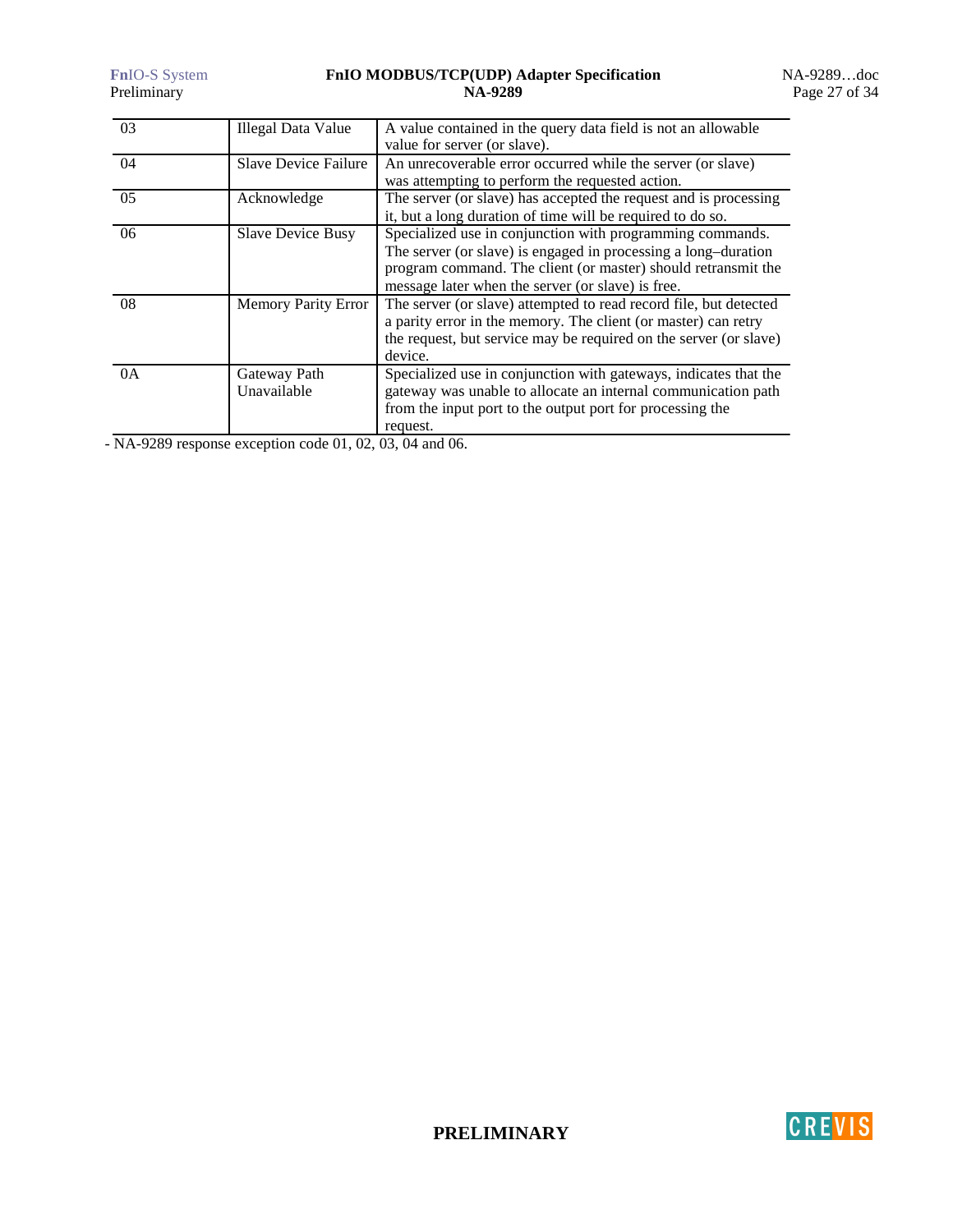| | | |
|---|---|---|
| 03 | Illegal Data Value | A value contained in the query data field is not an allowable value for server (or slave). |
| 04 | Slave Device Failure | An unrecoverable error occurred while the server (or slave) was attempting to perform the requested action. |
| 05 | Acknowledge | The server (or slave) has accepted the request and is processing it, but a long duration of time will be required to do so. |
| 06 | Slave Device Busy | Specialized use in conjunction with programming commands. The server (or slave) is engaged in processing a long–duration program command. The client (or master) should retransmit the message later when the server (or slave) is free. |
| 08 | Memory Parity Error | The server (or slave) attempted to read record file, but detected a parity error in the memory. The client (or master) can retry the request, but service may be required on the server (or slave) device. |
| 0A | Gateway Path Unavailable | Specialized use in conjunction with gateways, indicates that the gateway was unable to allocate an internal communication path from the input port to the output port for processing the request. |

- NA-9289 response exception code 01, 02, 03, 04 and 06.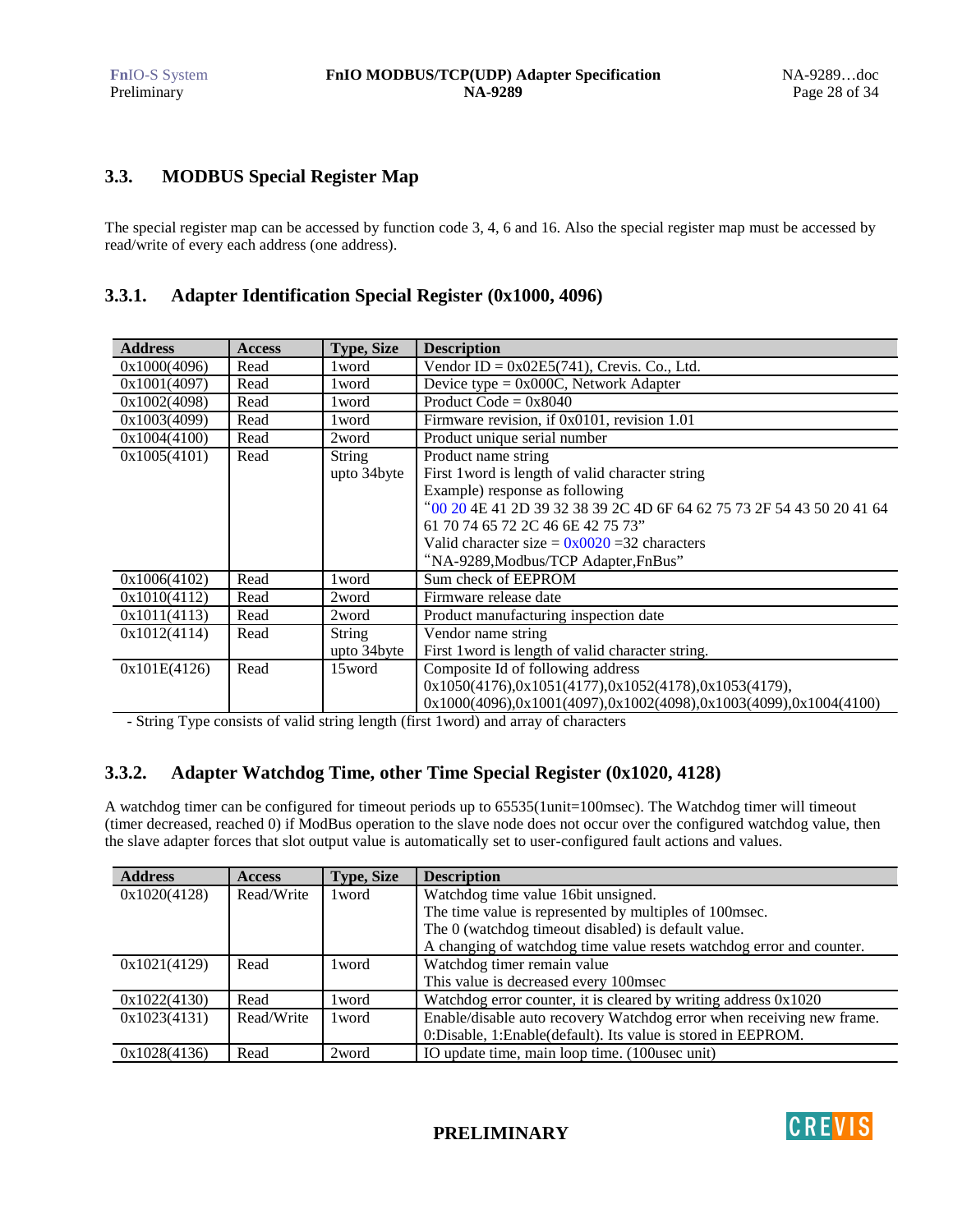## 3.3. MODBUS Special Register Map

The special register map can be accessed by function code 3, 4, 6 and 16. Also the special register map must be accessed by read/write of every each address (one address).

### 3.3.1. Adapter Identification Special Register (0x1000, 4096)

| Address | Access | Type, Size | Description |
|---|---|---|---|
| 0x1000(4096) | Read | 1word | Vendor ID = 0x02E5(741), Crevis. Co., Ltd. |
| 0x1001(4097) | Read | 1word | Device type = 0x000C, Network Adapter |
| 0x1002(4098) | Read | 1word | Product Code = 0x8040 |
| 0x1003(4099) | Read | 1word | Firmware revision, if 0x0101, revision 1.01 |
| 0x1004(4100) | Read | 2word | Product unique serial number |
| 0x1005(4101) | Read | String upto 34byte | Product name string<br>First 1word is length of valid character string<br>Example) response as following<br>"00 20 4E 41 2D 39 32 38 39 2C 4D 6F 64 62 75 73 2F 54 43 50 20 41 64 61 70 74 65 72 2C 46 6E 42 75 73"<br>Valid character size = 0x0020 =32 characters<br>"NA-9289,Modbus/TCP Adapter,FnBus" |
| 0x1006(4102) | Read | 1word | Sum check of EEPROM |
| 0x1010(4112) | Read | 2word | Firmware release date |
| 0x1011(4113) | Read | 2word | Product manufacturing inspection date |
| 0x1012(4114) | Read | String upto 34byte | Vendor name string<br>First 1word is length of valid character string. |
| 0x101E(4126) | Read | 15word | Composite Id of following address<br>0x1050(4176),0x1051(4177),0x1052(4178),0x1053(4179),<br>0x1000(4096),0x1001(4097),0x1002(4098),0x1003(4099),0x1004(4100) |

- String Type consists of valid string length (first 1word) and array of characters

### 3.3.2. Adapter Watchdog Time, other Time Special Register (0x1020, 4128)

A watchdog timer can be configured for timeout periods up to 65535(1unit=100msec). The Watchdog timer will timeout (timer decreased, reached 0) if ModBus operation to the slave node does not occur over the configured watchdog value, then the slave adapter forces that slot output value is automatically set to user-configured fault actions and values.

| Address | Access | Type, Size | Description |
|---|---|---|---|
| 0x1020(4128) | Read/Write | 1word | Watchdog time value 16bit unsigned.<br>The time value is represented by multiples of 100msec.<br>The 0 (watchdog timeout disabled) is default value.<br>A changing of watchdog time value resets watchdog error and counter. |
| 0x1021(4129) | Read | 1word | Watchdog timer remain value<br>This value is decreased every 100msec |
| 0x1022(4130) | Read | 1word | Watchdog error counter, it is cleared by writing address 0x1020 |
| 0x1023(4131) | Read/Write | 1word | Enable/disable auto recovery Watchdog error when receiving new frame.<br>0:Disable, 1:Enable(default). Its value is stored in EEPROM. |
| 0x1028(4136) | Read | 2word | IO update time, main loop time. (100usec unit) |

**PRELIMINARY**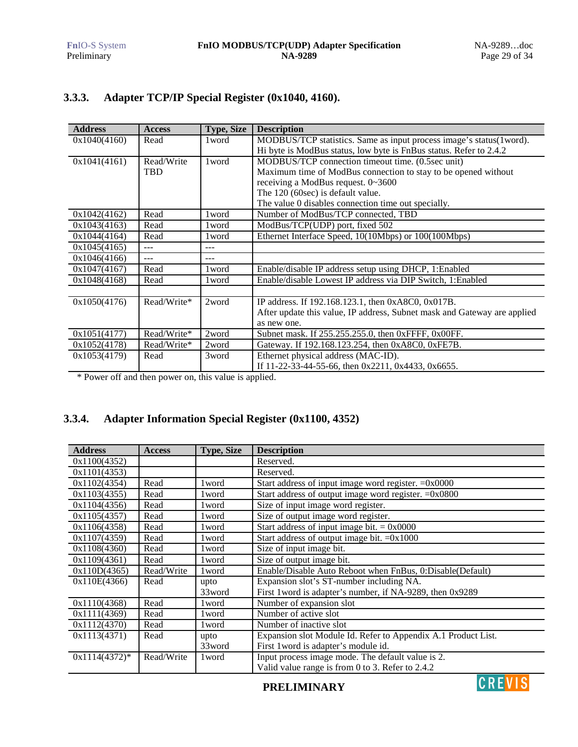### 3.3.3. Adapter TCP/IP Special Register (0x1040, 4160).

| Address | Access | Type, Size | Description |
|---|---|---|---|
| 0x1040(4160) | Read | 1word | MODBUS/TCP statistics. Same as input process image's status(1word).<br>Hi byte is ModBus status, low byte is FnBus status. Refer to 2.4.2 |
| 0x1041(4161) | Read/Write<br>TBD | 1word | MODBUS/TCP connection timeout time. (0.5sec unit)<br>Maximum time of ModBus connection to stay to be opened without receiving a ModBus request. 0~3600<br>The 120 (60sec) is default value.<br>The value 0 disables connection time out specially. |
| 0x1042(4162) | Read | 1word | Number of ModBus/TCP connected, TBD |
| 0x1043(4163) | Read | 1word | ModBus/TCP(UDP) port, fixed 502 |
| 0x1044(4164) | Read | 1word | Ethernet Interface Speed, 10(10Mbps) or 100(100Mbps) |
| 0x1045(4165) | --- | --- | |
| 0x1046(4166) | --- | --- | |
| 0x1047(4167) | Read | 1word | Enable/disable IP address setup using DHCP, 1:Enabled |
| 0x1048(4168) | Read | 1word | Enable/disable Lowest IP address via DIP Switch, 1:Enabled |
| | | | |
| 0x1050(4176) | Read/Write* | 2word | IP address. If 192.168.123.1, then 0xA8C0, 0x017B.<br>After update this value, IP address, Subnet mask and Gateway are applied as new one. |
| 0x1051(4177) | Read/Write* | 2word | Subnet mask. If 255.255.255.0, then 0xFFFF, 0x00FF. |
| 0x1052(4178) | Read/Write* | 2word | Gateway. If 192.168.123.254, then 0xA8C0, 0xFE7B. |
| 0x1053(4179) | Read | 3word | Ethernet physical address (MAC-ID).<br>If 11-22-33-44-55-66, then 0x2211, 0x4433, 0x6655. |

\* Power off and then power on, this value is applied.

### 3.3.4. Adapter Information Special Register (0x1100, 4352)

| Address | Access | Type, Size | Description |
|---|---|---|---|
| 0x1100(4352) | | | Reserved. |
| 0x1101(4353) | | | Reserved. |
| 0x1102(4354) | Read | 1word | Start address of input image word register. =0x0000 |
| 0x1103(4355) | Read | 1word | Start address of output image word register. =0x0800 |
| 0x1104(4356) | Read | 1word | Size of input image word register. |
| 0x1105(4357) | Read | 1word | Size of output image word register. |
| 0x1106(4358) | Read | 1word | Start address of input image bit. = 0x0000 |
| 0x1107(4359) | Read | 1word | Start address of output image bit. =0x1000 |
| 0x1108(4360) | Read | 1word | Size of input image bit. |
| 0x1109(4361) | Read | 1word | Size of output image bit. |
| 0x110D(4365) | Read/Write | 1word | Enable/Disable Auto Reboot when FnBus, 0:Disable(Default) |
| 0x110E(4366) | Read | upto 33word | Expansion slot's ST-number including NA.<br>First 1word is adapter's number, if NA-9289, then 0x9289 |
| 0x1110(4368) | Read | 1word | Number of expansion slot |
| 0x1111(4369) | Read | 1word | Number of active slot |
| 0x1112(4370) | Read | 1word | Number of inactive slot |
| 0x1113(4371) | Read | upto 33word | Expansion slot Module Id. Refer to Appendix A.1 Product List.<br>First 1word is adapter's module id. |
| 0x1114(4372)* | Read/Write | 1word | Input process image mode. The default value is 2.<br>Valid value range is from 0 to 3. Refer to 2.4.2 |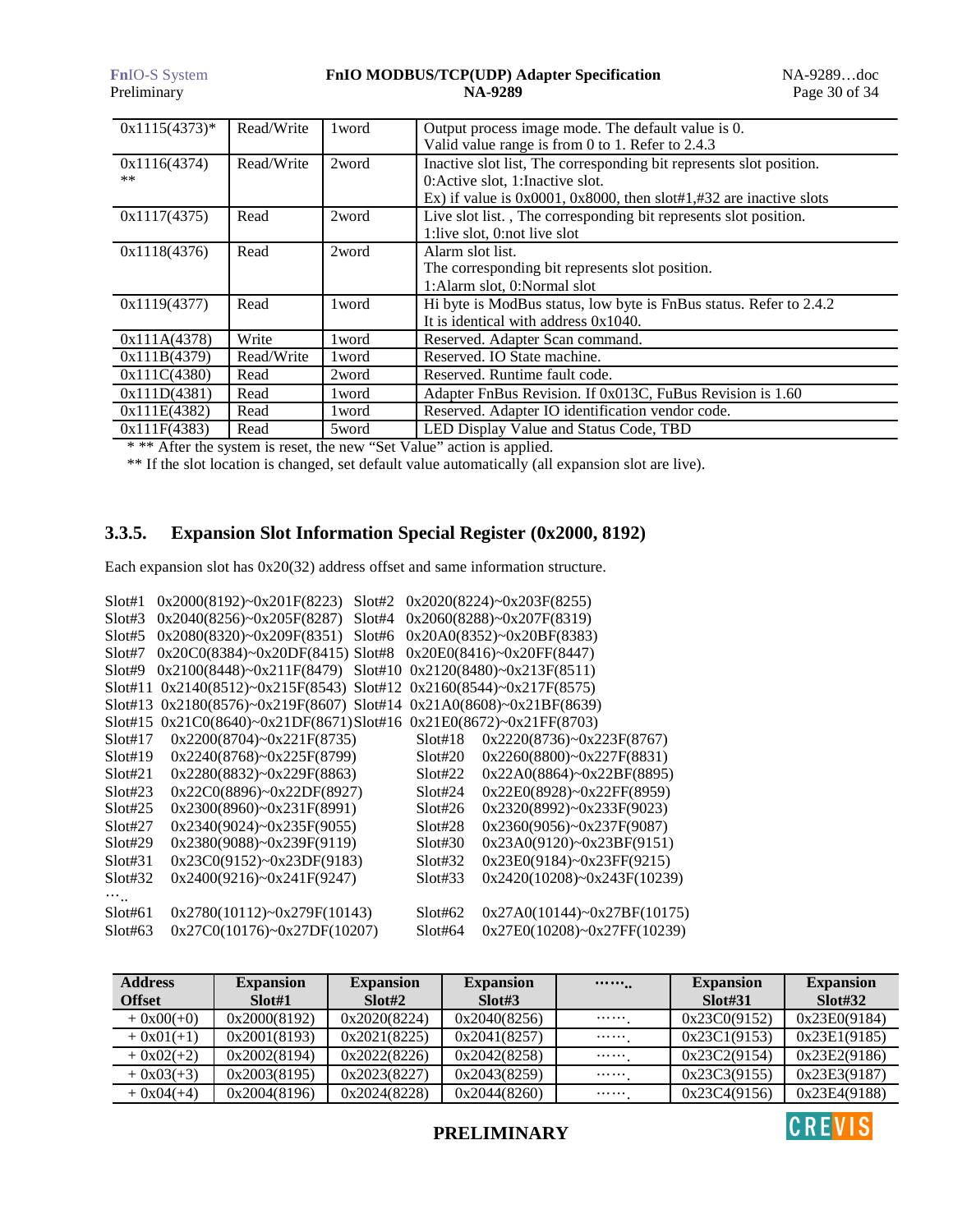| 0x1115(4373)* | Read/Write | 1word | Output process image mode. The default value is 0.<br>Valid value range is from 0 to 1. Refer to 2.4.3 |
|---|---|---|---|
| 0x1116(4374)<br>** | Read/Write | 2word | Inactive slot list, The corresponding bit represents slot position.<br>0:Active slot, 1:Inactive slot.<br>Ex) if value is 0x0001, 0x8000, then slot#1,#32 are inactive slots |
| 0x1117(4375) | Read | 2word | Live slot list. , The corresponding bit represents slot position.<br>1:live slot, 0:not live slot |
| 0x1118(4376) | Read | 2word | Alarm slot list.<br>The corresponding bit represents slot position.<br>1:Alarm slot, 0:Normal slot |
| 0x1119(4377) | Read | 1word | Hi byte is ModBus status, low byte is FnBus status. Refer to 2.4.2<br>It is identical with address 0x1040. |
| 0x111A(4378) | Write | 1word | Reserved. Adapter Scan command. |
| 0x111B(4379) | Read/Write | 1word | Reserved. IO State machine. |
| 0x111C(4380) | Read | 2word | Reserved. Runtime fault code. |
| 0x111D(4381) | Read | 1word | Adapter FnBus Revision. If 0x013C, FuBus Revision is 1.60 |
| 0x111E(4382) | Read | 1word | Reserved. Adapter IO identification vendor code. |
| 0x111F(4383) | Read | 5word | LED Display Value and Status Code, TBD |

* ** After the system is reset, the new "Set Value" action is applied.

** If the slot location is changed, set default value automatically (all expansion slot are live).

### 3.3.5. Expansion Slot Information Special Register (0x2000, 8192)

Each expansion slot has 0x20(32) address offset and same information structure.

Slot#1 0x2000(8192)~0x201F(8223) Slot#2 0x2020(8224)~0x203F(8255)
Slot#3 0x2040(8256)~0x205F(8287) Slot#4 0x2060(8288)~0x207F(8319)
Slot#5 0x2080(8320)~0x209F(8351) Slot#6 0x20A0(8352)~0x20BF(8383)
Slot#7 0x20C0(8384)~0x20DF(8415) Slot#8 0x20E0(8416)~0x20FF(8447)
Slot#9 0x2100(8448)~0x211F(8479) Slot#10 0x2120(8480)~0x213F(8511)
Slot#11 0x2140(8512)~0x215F(8543) Slot#12 0x2160(8544)~0x217F(8575)
Slot#13 0x2180(8576)~0x219F(8607) Slot#14 0x21A0(8608)~0x21BF(8639)
Slot#15 0x21C0(8640)~0x21DF(8671) Slot#16 0x21E0(8672)~0x21FF(8703)
Slot#17 0x2200(8704)~0x221F(8735) Slot#18 0x2220(8736)~0x223F(8767)
Slot#19 0x2240(8768)~0x225F(8799) Slot#20 0x2260(8800)~0x227F(8831)
Slot#21 0x2280(8832)~0x229F(8863) Slot#22 0x22A0(8864)~0x22BF(8895)
Slot#23 0x22C0(8896)~0x22DF(8927) Slot#24 0x22E0(8928)~0x22FF(8959)
Slot#25 0x2300(8960)~0x231F(8991) Slot#26 0x2320(8992)~0x233F(9023)
Slot#27 0x2340(9024)~0x235F(9055) Slot#28 0x2360(9056)~0x237F(9087)
Slot#29 0x2380(9088)~0x239F(9119) Slot#30 0x23A0(9120)~0x23BF(9151)
Slot#31 0x23C0(9152)~0x23DF(9183) Slot#32 0x23E0(9184)~0x23FF(9215)
Slot#32 0x2400(9216)~0x241F(9247) Slot#33 0x2420(10208)~0x243F(10239)
…..
Slot#61 0x2780(10112)~0x279F(10143) Slot#62 0x27A0(10144)~0x27BF(10175)
Slot#63 0x27C0(10176)~0x27DF(10207) Slot#64 0x27E0(10208)~0x27FF(10239)

| Address Offset | Expansion Slot#1 | Expansion Slot#2 | Expansion Slot#3 | …….. | Expansion Slot#31 | Expansion Slot#32 |
|---|---|---|---|---|---|---|
| + 0x00(+0) | 0x2000(8192) | 0x2020(8224) | 0x2040(8256) | ……. | 0x23C0(9152) | 0x23E0(9184) |
| + 0x01(+1) | 0x2001(8193) | 0x2021(8225) | 0x2041(8257) | ……. | 0x23C1(9153) | 0x23E1(9185) |
| + 0x02(+2) | 0x2002(8194) | 0x2022(8226) | 0x2042(8258) | ……. | 0x23C2(9154) | 0x23E2(9186) |
| + 0x03(+3) | 0x2003(8195) | 0x2023(8227) | 0x2043(8259) | ……. | 0x23C3(9155) | 0x23E3(9187) |
| + 0x04(+4) | 0x2004(8196) | 0x2024(8228) | 0x2044(8260) | ……. | 0x23C4(9156) | 0x23E4(9188) |

**PRELIMINARY**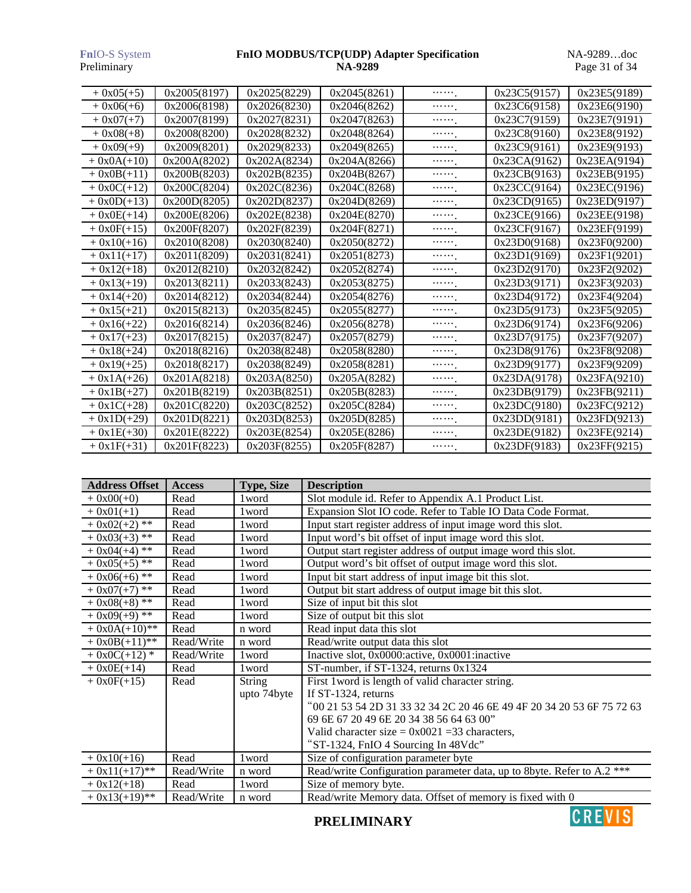| + 0x05(+5) | 0x2005(8197) | 0x2025(8229) | 0x2045(8261) | ……. | 0x23C5(9157) | 0x23E5(9189) |
|---|---|---|---|---|---|---|
| + 0x06(+6) | 0x2006(8198) | 0x2026(8230) | 0x2046(8262) | ……. | 0x23C6(9158) | 0x23E6(9190) |
| + 0x07(+7) | 0x2007(8199) | 0x2027(8231) | 0x2047(8263) | ……. | 0x23C7(9159) | 0x23E7(9191) |
| + 0x08(+8) | 0x2008(8200) | 0x2028(8232) | 0x2048(8264) | ……. | 0x23C8(9160) | 0x23E8(9192) |
| + 0x09(+9) | 0x2009(8201) | 0x2029(8233) | 0x2049(8265) | ……. | 0x23C9(9161) | 0x23E9(9193) |
| + 0x0A(+10) | 0x200A(8202) | 0x202A(8234) | 0x204A(8266) | ……. | 0x23CA(9162) | 0x23EA(9194) |
| + 0x0B(+11) | 0x200B(8203) | 0x202B(8235) | 0x204B(8267) | ……. | 0x23CB(9163) | 0x23EB(9195) |
| + 0x0C(+12) | 0x200C(8204) | 0x202C(8236) | 0x204C(8268) | ……. | 0x23CC(9164) | 0x23EC(9196) |
| + 0x0D(+13) | 0x200D(8205) | 0x202D(8237) | 0x204D(8269) | ……. | 0x23CD(9165) | 0x23ED(9197) |
| + 0x0E(+14) | 0x200E(8206) | 0x202E(8238) | 0x204E(8270) | ……. | 0x23CE(9166) | 0x23EE(9198) |
| + 0x0F(+15) | 0x200F(8207) | 0x202F(8239) | 0x204F(8271) | ……. | 0x23CF(9167) | 0x23EF(9199) |
| + 0x10(+16) | 0x2010(8208) | 0x2030(8240) | 0x2050(8272) | ……. | 0x23D0(9168) | 0x23F0(9200) |
| + 0x11(+17) | 0x2011(8209) | 0x2031(8241) | 0x2051(8273) | ……. | 0x23D1(9169) | 0x23F1(9201) |
| + 0x12(+18) | 0x2012(8210) | 0x2032(8242) | 0x2052(8274) | ……. | 0x23D2(9170) | 0x23F2(9202) |
| + 0x13(+19) | 0x2013(8211) | 0x2033(8243) | 0x2053(8275) | ……. | 0x23D3(9171) | 0x23F3(9203) |
| + 0x14(+20) | 0x2014(8212) | 0x2034(8244) | 0x2054(8276) | ……. | 0x23D4(9172) | 0x23F4(9204) |
| + 0x15(+21) | 0x2015(8213) | 0x2035(8245) | 0x2055(8277) | ……. | 0x23D5(9173) | 0x23F5(9205) |
| + 0x16(+22) | 0x2016(8214) | 0x2036(8246) | 0x2056(8278) | ……. | 0x23D6(9174) | 0x23F6(9206) |
| + 0x17(+23) | 0x2017(8215) | 0x2037(8247) | 0x2057(8279) | ……. | 0x23D7(9175) | 0x23F7(9207) |
| + 0x18(+24) | 0x2018(8216) | 0x2038(8248) | 0x2058(8280) | ……. | 0x23D8(9176) | 0x23F8(9208) |
| + 0x19(+25) | 0x2018(8217) | 0x2038(8249) | 0x2058(8281) | ……. | 0x23D9(9177) | 0x23F9(9209) |
| + 0x1A(+26) | 0x201A(8218) | 0x203A(8250) | 0x205A(8282) | ……. | 0x23DA(9178) | 0x23FA(9210) |
| + 0x1B(+27) | 0x201B(8219) | 0x203B(8251) | 0x205B(8283) | ……. | 0x23DB(9179) | 0x23FB(9211) |
| + 0x1C(+28) | 0x201C(8220) | 0x203C(8252) | 0x205C(8284) | ……. | 0x23DC(9180) | 0x23FC(9212) |
| + 0x1D(+29) | 0x201D(8221) | 0x203D(8253) | 0x205D(8285) | ……. | 0x23DD(9181) | 0x23FD(9213) |
| + 0x1E(+30) | 0x201E(8222) | 0x203E(8254) | 0x205E(8286) | ……. | 0x23DE(9182) | 0x23FE(9214) |
| + 0x1F(+31) | 0x201F(8223) | 0x203F(8255) | 0x205F(8287) | ……. | 0x23DF(9183) | 0x23FF(9215) |

| Address Offset | Access | Type, Size | Description |
|---|---|---|---|
| + 0x00(+0) | Read | 1word | Slot module id. Refer to Appendix A.1 Product List. |
| + 0x01(+1) | Read | 1word | Expansion Slot IO code. Refer to Table IO Data Code Format. |
| + 0x02(+2) ** | Read | 1word | Input start register address of input image word this slot. |
| + 0x03(+3) ** | Read | 1word | Input word's bit offset of input image word this slot. |
| + 0x04(+4) ** | Read | 1word | Output start register address of output image word this slot. |
| + 0x05(+5) ** | Read | 1word | Output word's bit offset of output image word this slot. |
| + 0x06(+6) ** | Read | 1word | Input bit start address of input image bit this slot. |
| + 0x07(+7) ** | Read | 1word | Output bit start address of output image bit this slot. |
| + 0x08(+8) ** | Read | 1word | Size of input bit this slot |
| + 0x09(+9) ** | Read | 1word | Size of output bit this slot |
| + 0x0A(+10)** | Read | n word | Read input data this slot |
| + 0x0B(+11)** | Read/Write | n word | Read/write output data this slot |
| + 0x0C(+12) * | Read/Write | 1word | Inactive slot, 0x0000:active, 0x0001:inactive |
| + 0x0E(+14) | Read | 1word | ST-number, if ST-1324, returns 0x1324 |
| + 0x0F(+15) | Read | String upto 74byte | First 1word is length of valid character string.<br>If ST-1324, returns<br>"00 21 53 54 2D 31 33 32 34 2C 20 46 6E 49 4F 20 34 20 53 6F 75 72 63 69 6E 67 20 49 6E 20 34 38 56 64 63 00"<br>Valid character size = 0x0021 =33 characters,<br>"ST-1324, FnIO 4 Sourcing In 48Vdc" |
| + 0x10(+16) | Read | 1word | Size of configuration parameter byte |
| + 0x11(+17)** | Read/Write | n word | Read/write Configuration parameter data, up to 8byte. Refer to A.2 *** |
| + 0x12(+18) | Read | 1word | Size of memory byte. |
| + 0x13(+19)** | Read/Write | n word | Read/write Memory data. Offset of memory is fixed with 0 |

**PRELIMINARY**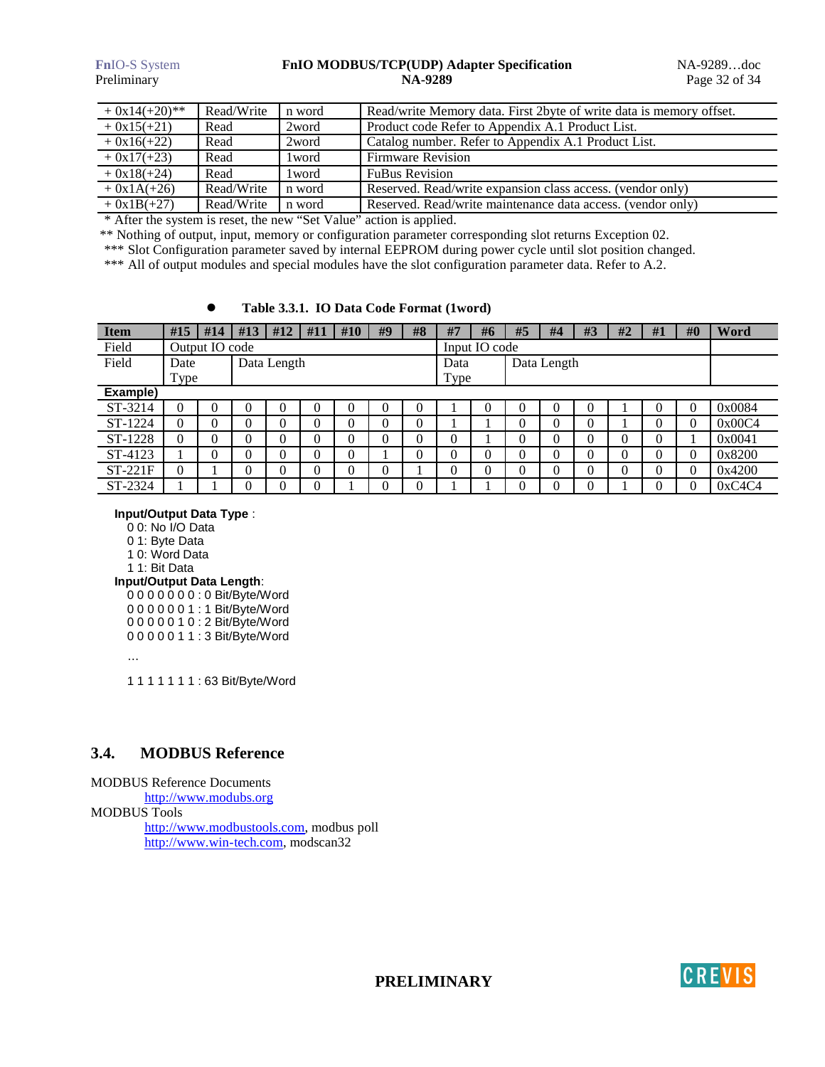| + 0x14(+20)** | Read/Write | n word | Read/write Memory data. First 2byte of write data is memory offset. |
|---|---|---|---|
| + 0x15(+21) | Read | 2word | Product code Refer to Appendix A.1 Product List. |
| + 0x16(+22) | Read | 2word | Catalog number. Refer to Appendix A.1 Product List. |
| + 0x17(+23) | Read | 1word | Firmware Revision |
| + 0x18(+24) | Read | 1word | FuBus Revision |
| + 0x1A(+26) | Read/Write | n word | Reserved. Read/write expansion class access. (vendor only) |
| + 0x1B(+27) | Read/Write | n word | Reserved. Read/write maintenance data access. (vendor only) |

* After the system is reset, the new "Set Value" action is applied.
** Nothing of output, input, memory or configuration parameter corresponding slot returns Exception 02.
*** Slot Configuration parameter saved by internal EEPROM during power cycle until slot position changed.
*** All of output modules and special modules have the slot configuration parameter data. Refer to A.2.

- **Table 3.3.1. IO Data Code Format (1word)**

| Item | #15 | #14 | #13 | #12 | #11 | #10 | #9 | #8 | #7 | #6 | #5 | #4 | #3 | #2 | #1 | #0 | Word |
|---|---|---|---|---|---|---|---|---|---|---|---|---|---|---|---|---|---|
| Field | Output IO code | | | | | | | | Input IO code | | | | | | | | |
| Field | Date Type | | Data Length | | | | | | Data Type | | Data Length | | | | | | |
| **Example)** | | | | | | | | | | | | | | | | | |
| ST-3214 | 0 | 0 | 0 | 0 | 0 | 0 | 0 | 0 | 1 | 0 | 0 | 0 | 0 | 1 | 0 | 0 | 0x0084 |
| ST-1224 | 0 | 0 | 0 | 0 | 0 | 0 | 0 | 0 | 1 | 1 | 0 | 0 | 0 | 1 | 0 | 0 | 0x00C4 |
| ST-1228 | 0 | 0 | 0 | 0 | 0 | 0 | 0 | 0 | 0 | 1 | 0 | 0 | 0 | 0 | 0 | 1 | 0x0041 |
| ST-4123 | 1 | 0 | 0 | 0 | 0 | 0 | 1 | 0 | 0 | 0 | 0 | 0 | 0 | 0 | 0 | 0 | 0x8200 |
| ST-221F | 0 | 1 | 0 | 0 | 0 | 0 | 0 | 1 | 0 | 0 | 0 | 0 | 0 | 0 | 0 | 0 | 0x4200 |
| ST-2324 | 1 | 1 | 0 | 0 | 0 | 1 | 0 | 0 | 1 | 1 | 0 | 0 | 0 | 1 | 0 | 0 | 0xC4C4 |

**Input/Output Data Type** :
0 0: No I/O Data
0 1: Byte Data
1 0: Word Data
1 1: Bit Data

**Input/Output Data Length**:
0 0 0 0 0 0 0 : 0 Bit/Byte/Word
0 0 0 0 0 0 1 : 1 Bit/Byte/Word
0 0 0 0 0 1 0 : 2 Bit/Byte/Word
0 0 0 0 0 1 1 : 3 Bit/Byte/Word

…

1 1 1 1 1 1 1 : 63 Bit/Byte/Word

## 3.4. MODBUS Reference

MODBUS Reference Documents
http://www.modubs.org
MODBUS Tools
http://www.modbustools.com, modbus poll
http://www.win-tech.com, modscan32

PRELIMINARY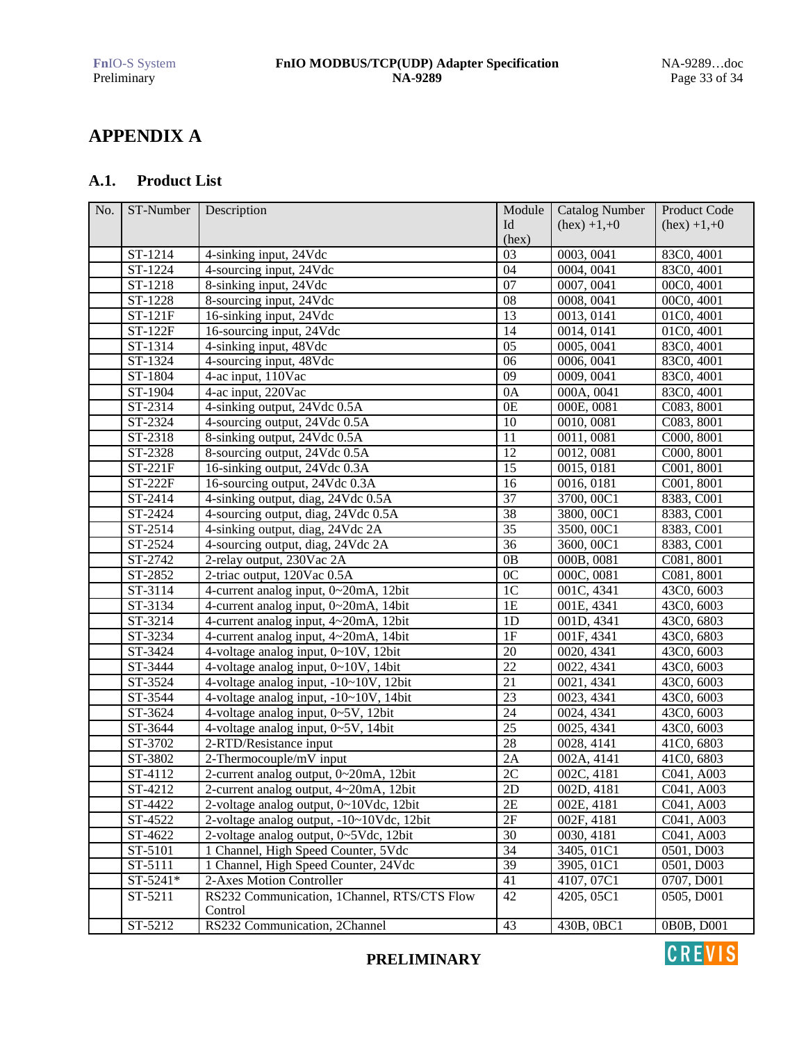# APPENDIX A

## A.1. Product List

| No. | ST-Number | Description | Module Id (hex) | Catalog Number (hex) +1,+0 | Product Code (hex) +1,+0 |
|---|---|---|---|---|---|
| | ST-1214 | 4-sinking input, 24Vdc | 03 | 0003, 0041 | 83C0, 4001 |
| | ST-1224 | 4-sourcing input, 24Vdc | 04 | 0004, 0041 | 83C0, 4001 |
| | ST-1218 | 8-sinking input, 24Vdc | 07 | 0007, 0041 | 00C0, 4001 |
| | ST-1228 | 8-sourcing input, 24Vdc | 08 | 0008, 0041 | 00C0, 4001 |
| | ST-121F | 16-sinking input, 24Vdc | 13 | 0013, 0141 | 01C0, 4001 |
| | ST-122F | 16-sourcing input, 24Vdc | 14 | 0014, 0141 | 01C0, 4001 |
| | ST-1314 | 4-sinking input, 48Vdc | 05 | 0005, 0041 | 83C0, 4001 |
| | ST-1324 | 4-sourcing input, 48Vdc | 06 | 0006, 0041 | 83C0, 4001 |
| | ST-1804 | 4-ac input, 110Vac | 09 | 0009, 0041 | 83C0, 4001 |
| | ST-1904 | 4-ac input, 220Vac | 0A | 000A, 0041 | 83C0, 4001 |
| | ST-2314 | 4-sinking output, 24Vdc 0.5A | 0E | 000E, 0081 | C083, 8001 |
| | ST-2324 | 4-sourcing output, 24Vdc 0.5A | 10 | 0010, 0081 | C083, 8001 |
| | ST-2318 | 8-sinking output, 24Vdc 0.5A | 11 | 0011, 0081 | C000, 8001 |
| | ST-2328 | 8-sourcing output, 24Vdc 0.5A | 12 | 0012, 0081 | C000, 8001 |
| | ST-221F | 16-sinking output, 24Vdc 0.3A | 15 | 0015, 0181 | C001, 8001 |
| | ST-222F | 16-sourcing output, 24Vdc 0.3A | 16 | 0016, 0181 | C001, 8001 |
| | ST-2414 | 4-sinking output, diag, 24Vdc 0.5A | 37 | 3700, 00C1 | 8383, C001 |
| | ST-2424 | 4-sourcing output, diag, 24Vdc 0.5A | 38 | 3800, 00C1 | 8383, C001 |
| | ST-2514 | 4-sinking output, diag, 24Vdc 2A | 35 | 3500, 00C1 | 8383, C001 |
| | ST-2524 | 4-sourcing output, diag, 24Vdc 2A | 36 | 3600, 00C1 | 8383, C001 |
| | ST-2742 | 2-relay output, 230Vac 2A | 0B | 000B, 0081 | C081, 8001 |
| | ST-2852 | 2-triac output, 120Vac 0.5A | 0C | 000C, 0081 | C081, 8001 |
| | ST-3114 | 4-current analog input, 0~20mA, 12bit | 1C | 001C, 4341 | 43C0, 6003 |
| | ST-3134 | 4-current analog input, 0~20mA, 14bit | 1E | 001E, 4341 | 43C0, 6003 |
| | ST-3214 | 4-current analog input, 4~20mA, 12bit | 1D | 001D, 4341 | 43C0, 6803 |
| | ST-3234 | 4-current analog input, 4~20mA, 14bit | 1F | 001F, 4341 | 43C0, 6803 |
| | ST-3424 | 4-voltage analog input, 0~10V, 12bit | 20 | 0020, 4341 | 43C0, 6003 |
| | ST-3444 | 4-voltage analog input, 0~10V, 14bit | 22 | 0022, 4341 | 43C0, 6003 |
| | ST-3524 | 4-voltage analog input, -10~10V, 12bit | 21 | 0021, 4341 | 43C0, 6003 |
| | ST-3544 | 4-voltage analog input, -10~10V, 14bit | 23 | 0023, 4341 | 43C0, 6003 |
| | ST-3624 | 4-voltage analog input, 0~5V, 12bit | 24 | 0024, 4341 | 43C0, 6003 |
| | ST-3644 | 4-voltage analog input, 0~5V, 14bit | 25 | 0025, 4341 | 43C0, 6003 |
| | ST-3702 | 2-RTD/Resistance input | 28 | 0028, 4141 | 41C0, 6803 |
| | ST-3802 | 2-Thermocouple/mV input | 2A | 002A, 4141 | 41C0, 6803 |
| | ST-4112 | 2-current analog output, 0~20mA, 12bit | 2C | 002C, 4181 | C041, A003 |
| | ST-4212 | 2-current analog output, 4~20mA, 12bit | 2D | 002D, 4181 | C041, A003 |
| | ST-4422 | 2-voltage analog output, 0~10Vdc, 12bit | 2E | 002E, 4181 | C041, A003 |
| | ST-4522 | 2-voltage analog output, -10~10Vdc, 12bit | 2F | 002F, 4181 | C041, A003 |
| | ST-4622 | 2-voltage analog output, 0~5Vdc, 12bit | 30 | 0030, 4181 | C041, A003 |
| | ST-5101 | 1 Channel, High Speed Counter, 5Vdc | 34 | 3405, 01C1 | 0501, D003 |
| | ST-5111 | 1 Channel, High Speed Counter, 24Vdc | 39 | 3905, 01C1 | 0501, D003 |
| | ST-5241* | 2-Axes Motion Controller | 41 | 4107, 07C1 | 0707, D001 |
| | ST-5211 | RS232 Communication, 1Channel, RTS/CTS Flow Control | 42 | 4205, 05C1 | 0505, D001 |
| | ST-5212 | RS232 Communication, 2Channel | 43 | 430B, 0BC1 | 0B0B, D001 |

PRELIMINARY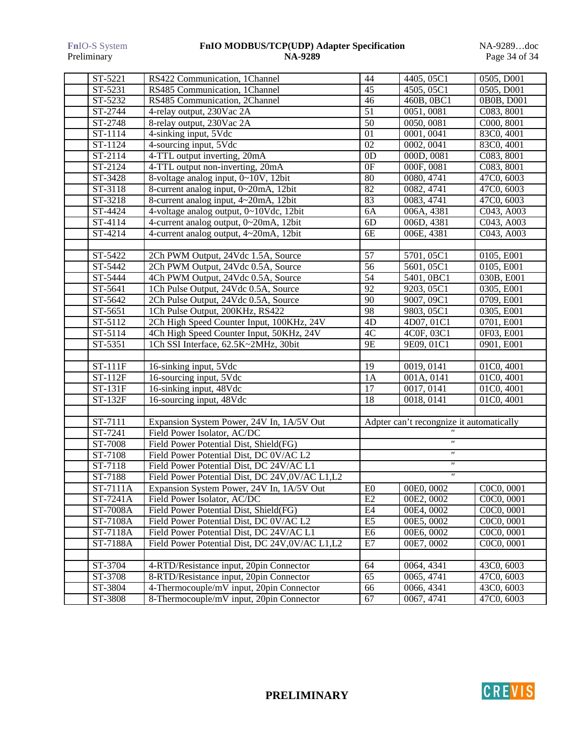| | | | | | |
|---|---|---|---|---|---|
| | ST-5221 | RS422 Communication, 1Channel | 44 | 4405, 05C1 | 0505, D001 |
| | ST-5231 | RS485 Communication, 1Channel | 45 | 4505, 05C1 | 0505, D001 |
| | ST-5232 | RS485 Communication, 2Channel | 46 | 460B, 0BC1 | 0B0B, D001 |
| | ST-2744 | 4-relay output, 230Vac 2A | 51 | 0051, 0081 | C083, 8001 |
| | ST-2748 | 8-relay output, 230Vac 2A | 50 | 0050, 0081 | C000, 8001 |
| | ST-1114 | 4-sinking input, 5Vdc | 01 | 0001, 0041 | 83C0, 4001 |
| | ST-1124 | 4-sourcing input, 5Vdc | 02 | 0002, 0041 | 83C0, 4001 |
| | ST-2114 | 4-TTL output inverting, 20mA | 0D | 000D, 0081 | C083, 8001 |
| | ST-2124 | 4-TTL output non-inverting, 20mA | 0F | 000F, 0081 | C083, 8001 |
| | ST-3428 | 8-voltage analog input, 0~10V, 12bit | 80 | 0080, 4741 | 47C0, 6003 |
| | ST-3118 | 8-current analog input, 0~20mA, 12bit | 82 | 0082, 4741 | 47C0, 6003 |
| | ST-3218 | 8-current analog input, 4~20mA, 12bit | 83 | 0083, 4741 | 47C0, 6003 |
| | ST-4424 | 4-voltage analog output, 0~10Vdc, 12bit | 6A | 006A, 4381 | C043, A003 |
| | ST-4114 | 4-current analog output, 0~20mA, 12bit | 6D | 006D, 4381 | C043, A003 |
| | ST-4214 | 4-current analog output, 4~20mA, 12bit | 6E | 006E, 4381 | C043, A003 |
| | | | | | |
| | ST-5422 | 2Ch PWM Output, 24Vdc 1.5A, Source | 57 | 5701, 05C1 | 0105, E001 |
| | ST-5442 | 2Ch PWM Output, 24Vdc 0.5A, Source | 56 | 5601, 05C1 | 0105, E001 |
| | ST-5444 | 4Ch PWM Output, 24Vdc 0.5A, Source | 54 | 5401, 0BC1 | 030B, E001 |
| | ST-5641 | 1Ch Pulse Output, 24Vdc 0.5A, Source | 92 | 9203, 05C1 | 0305, E001 |
| | ST-5642 | 2Ch Pulse Output, 24Vdc 0.5A, Source | 90 | 9007, 09C1 | 0709, E001 |
| | ST-5651 | 1Ch Pulse Output, 200KHz, RS422 | 98 | 9803, 05C1 | 0305, E001 |
| | ST-5112 | 2Ch High Speed Counter Input, 100KHz, 24V | 4D | 4D07, 01C1 | 0701, E001 |
| | ST-5114 | 4Ch High Speed Counter Input, 50KHz, 24V | 4C | 4C0F, 03C1 | 0F03, E001 |
| | ST-5351 | 1Ch SSI Interface, 62.5K~2MHz, 30bit | 9E | 9E09, 01C1 | 0901, E001 |
| | | | | | |
| | ST-111F | 16-sinking input, 5Vdc | 19 | 0019, 0141 | 01C0, 4001 |
| | ST-112F | 16-sourcing input, 5Vdc | 1A | 001A, 0141 | 01C0, 4001 |
| | ST-131F | 16-sinking input, 48Vdc | 17 | 0017, 0141 | 01C0, 4001 |
| | ST-132F | 16-sourcing input, 48Vdc | 18 | 0018, 0141 | 01C0, 4001 |
| | | | | | |
| | ST-7111 | Expansion System Power, 24V In, 1A/5V Out | Adpter can't recongnize it automatically | | |
| | ST-7241 | Field Power Isolator, AC/DC | " | | |
| | ST-7008 | Field Power Potential Dist, Shield(FG) | " | | |
| | ST-7108 | Field Power Potential Dist, DC 0V/AC L2 | " | | |
| | ST-7118 | Field Power Potential Dist, DC 24V/AC L1 | " | | |
| | ST-7188 | Field Power Potential Dist, DC 24V,0V/AC L1,L2 | " | | |
| | ST-7111A | Expansion System Power, 24V In, 1A/5V Out | E0 | 00E0, 0002 | C0C0, 0001 |
| | ST-7241A | Field Power Isolator, AC/DC | E2 | 00E2, 0002 | C0C0, 0001 |
| | ST-7008A | Field Power Potential Dist, Shield(FG) | E4 | 00E4, 0002 | C0C0, 0001 |
| | ST-7108A | Field Power Potential Dist, DC 0V/AC L2 | E5 | 00E5, 0002 | C0C0, 0001 |
| | ST-7118A | Field Power Potential Dist, DC 24V/AC L1 | E6 | 00E6, 0002 | C0C0, 0001 |
| | ST-7188A | Field Power Potential Dist, DC 24V,0V/AC L1,L2 | E7 | 00E7, 0002 | C0C0, 0001 |
| | | | | | |
| | ST-3704 | 4-RTD/Resistance input, 20pin Connector | 64 | 0064, 4341 | 43C0, 6003 |
| | ST-3708 | 8-RTD/Resistance input, 20pin Connector | 65 | 0065, 4741 | 47C0, 6003 |
| | ST-3804 | 4-Thermocouple/mV input, 20pin Connector | 66 | 0066, 4341 | 43C0, 6003 |
| | ST-3808 | 8-Thermocouple/mV input, 20pin Connector | 67 | 0067, 4741 | 47C0, 6003 |

**PRELIMINARY**